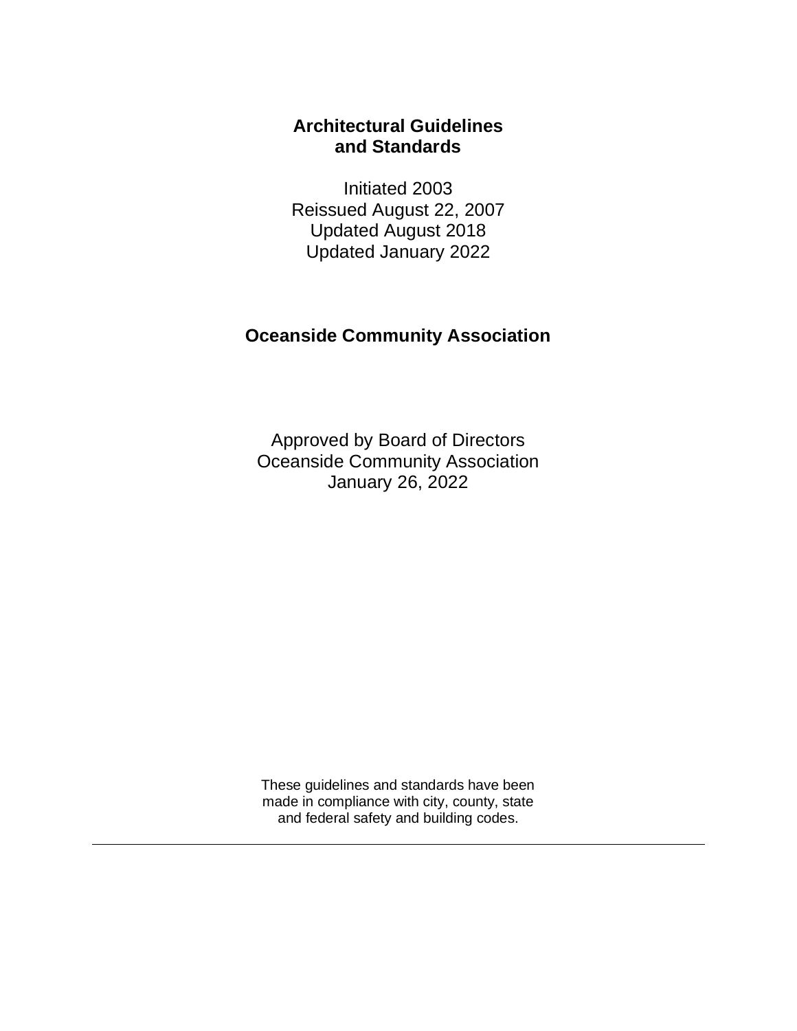# Architectural Guidelines and Standards

Initiated 2003
Reissued August 22, 2007
Updated August 2018
Updated January 2022

## Oceanside Community Association

Approved by Board of Directors
Oceanside Community Association
January 26, 2022

These guidelines and standards have been made in compliance with city, county, state and federal safety and building codes.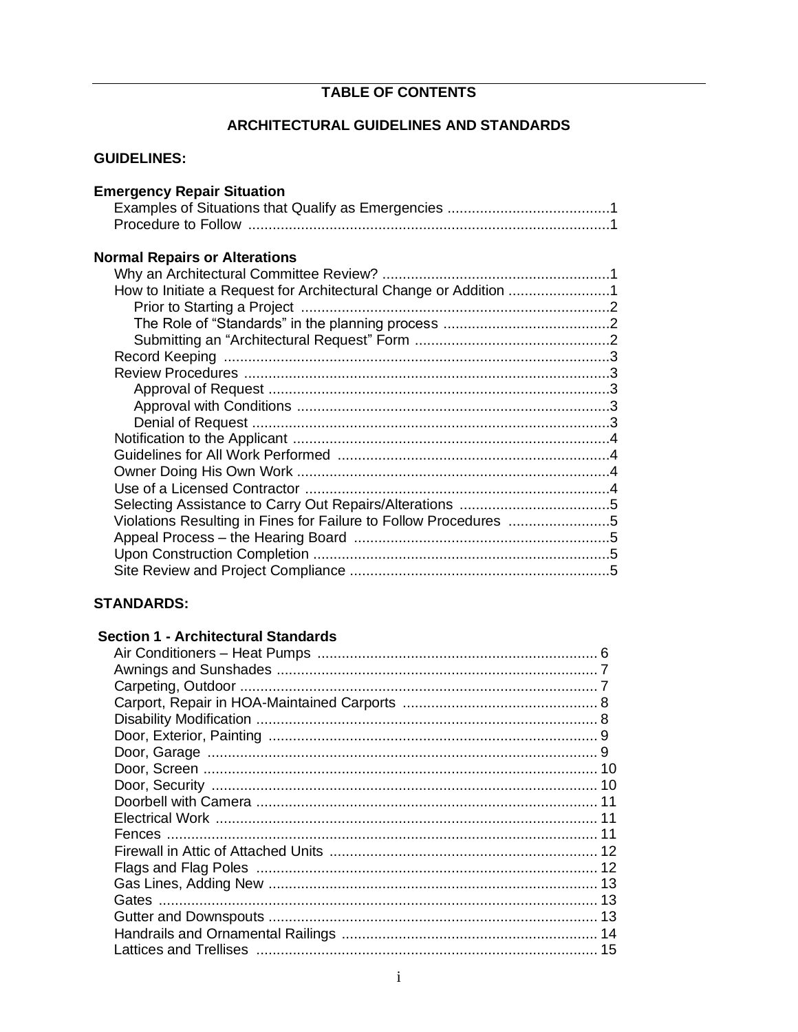# TABLE OF CONTENTS

## ARCHITECTURAL GUIDELINES AND STANDARDS

### GUIDELINES:

**Emergency Repair Situation**

- Examples of Situations that Qualify as Emergencies ........................................1
- Procedure to Follow ........................................................................................1

**Normal Repairs or Alterations**

- Why an Architectural Committee Review? ........................................................1
- How to Initiate a Request for Architectural Change or Addition .........................1
  - Prior to Starting a Project ...........................................................................2
  - The Role of "Standards" in the planning process .........................................2
  - Submitting an "Architectural Request" Form ................................................2
- Record Keeping ..............................................................................................3
- Review Procedures ..........................................................................................3
  - Approval of Request ...................................................................................3
  - Approval with Conditions ............................................................................3
  - Denial of Request .......................................................................................3
- Notification to the Applicant .............................................................................4
- Guidelines for All Work Performed ...................................................................4
- Owner Doing His Own Work ............................................................................4
- Use of a Licensed Contractor ..........................................................................4
- Selecting Assistance to Carry Out Repairs/Alterations .....................................5
- Violations Resulting in Fines for Failure to Follow Procedures .........................5
- Appeal Process – the Hearing Board ...............................................................5
- Upon Construction Completion ........................................................................5
- Site Review and Project Compliance ................................................................5

### STANDARDS:

**Section 1 - Architectural Standards**

- Air Conditioners – Heat Pumps ..................................................................... 6
- Awnings and Sunshades ............................................................................... 7
- Carpeting, Outdoor ........................................................................................ 7
- Carport, Repair in HOA-Maintained Carports ................................................ 8
- Disability Modification .................................................................................... 8
- Door, Exterior, Painting ................................................................................. 9
- Door, Garage ............................................................................................... 9
- Door, Screen ................................................................................................ 10
- Door, Security .............................................................................................. 10
- Doorbell with Camera .................................................................................... 11
- Electrical Work .............................................................................................. 11
- Fences .......................................................................................................... 11
- Firewall in Attic of Attached Units .................................................................. 12
- Flags and Flag Poles .................................................................................... 12
- Gas Lines, Adding New ................................................................................. 13
- Gates ............................................................................................................ 13
- Gutter and Downspouts ................................................................................. 13
- Handrails and Ornamental Railings ............................................................... 14
- Lattices and Trellises .................................................................................... 15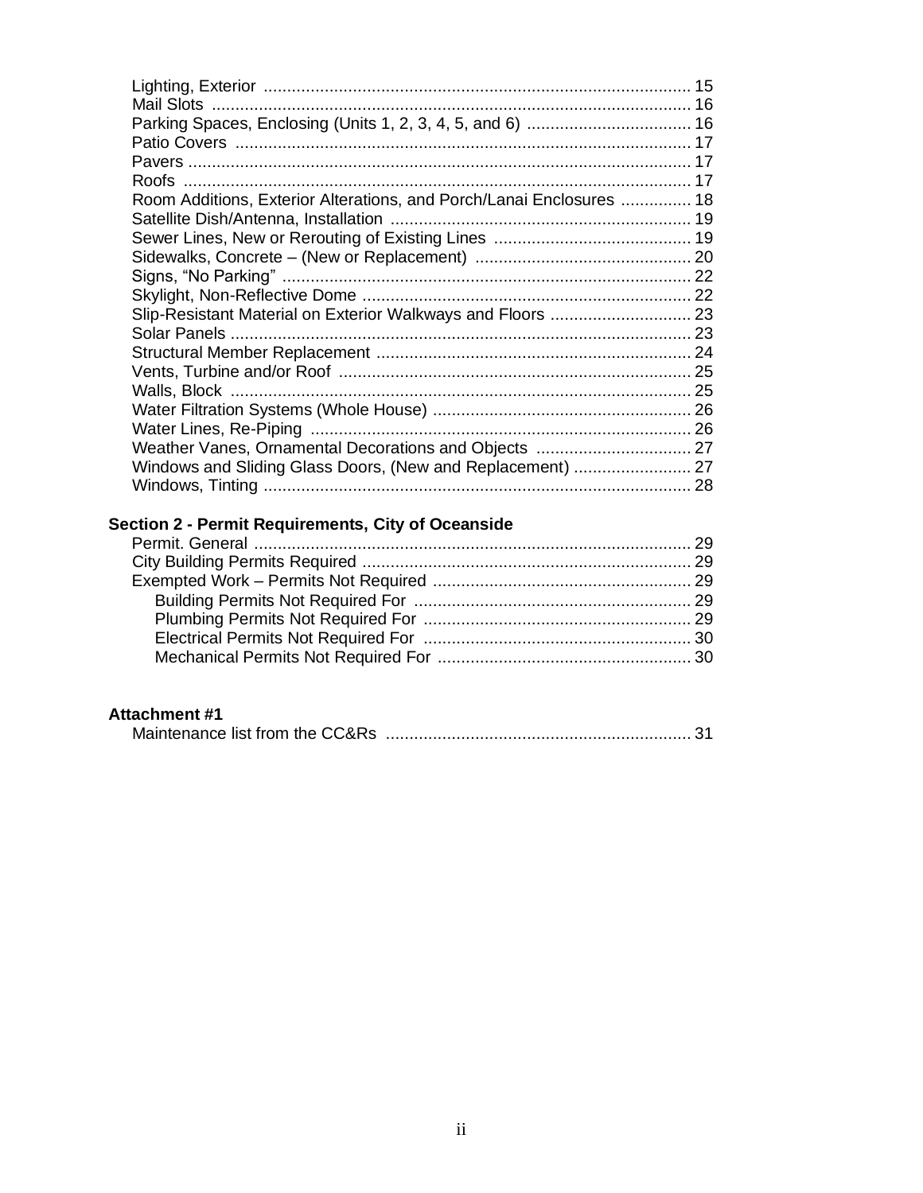Lighting, Exterior .......................................................................................... 15
Mail Slots ..................................................................................................... 16
Parking Spaces, Enclosing (Units 1, 2, 3, 4, 5, and 6) ................................... 16
Patio Covers ................................................................................................ 17
Pavers .......................................................................................................... 17
Roofs ........................................................................................................... 17
Room Additions, Exterior Alterations, and Porch/Lanai Enclosures ............... 18
Satellite Dish/Antenna, Installation ............................................................... 19
Sewer Lines, New or Rerouting of Existing Lines .......................................... 19
Sidewalks, Concrete – (New or Replacement) ............................................. 20
Signs, "No Parking" ...................................................................................... 22
Skylight, Non-Reflective Dome ..................................................................... 22
Slip-Resistant Material on Exterior Walkways and Floors .............................. 23
Solar Panels ................................................................................................. 23
Structural Member Replacement .................................................................. 24
Vents, Turbine and/or Roof .......................................................................... 25
Walls, Block ................................................................................................. 25
Water Filtration Systems (Whole House) ...................................................... 26
Water Lines, Re-Piping ................................................................................ 26
Weather Vanes, Ornamental Decorations and Objects ................................. 27
Windows and Sliding Glass Doors, (New and Replacement) ......................... 27
Windows, Tinting .......................................................................................... 28

**Section 2 - Permit Requirements, City of Oceanside**

Permit. General ............................................................................................ 29
City Building Permits Required ..................................................................... 29
Exempted Work – Permits Not Required ...................................................... 29
- Building Permits Not Required For .......................................................... 29
- Plumbing Permits Not Required For ........................................................ 29
- Electrical Permits Not Required For ........................................................ 30
- Mechanical Permits Not Required For ..................................................... 30

**Attachment #1**

Maintenance list from the CC&Rs ................................................................ 31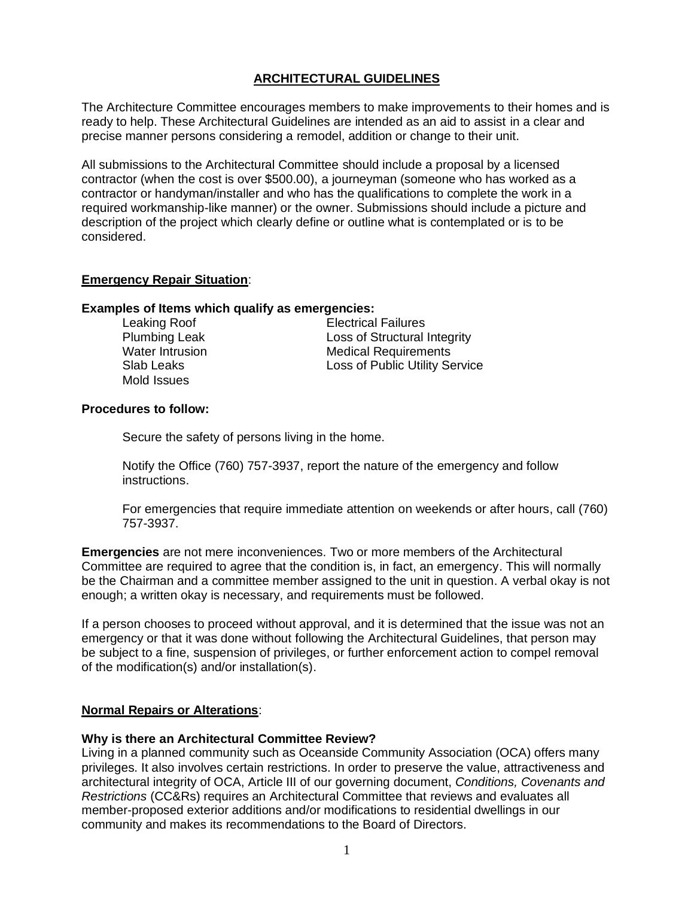# ARCHITECTURAL GUIDELINES

The Architecture Committee encourages members to make improvements to their homes and is ready to help. These Architectural Guidelines are intended as an aid to assist in a clear and precise manner persons considering a remodel, addition or change to their unit.

All submissions to the Architectural Committee should include a proposal by a licensed contractor (when the cost is over $500.00), a journeyman (someone who has worked as a contractor or handyman/installer and who has the qualifications to complete the work in a required workmanship-like manner) or the owner. Submissions should include a picture and description of the project which clearly define or outline what is contemplated or is to be considered.

## Emergency Repair Situation:

**Examples of Items which qualify as emergencies:**

- Leaking Roof
- Plumbing Leak
- Water Intrusion
- Slab Leaks
- Mold Issues
- Electrical Failures
- Loss of Structural Integrity
- Medical Requirements
- Loss of Public Utility Service

**Procedures to follow:**

Secure the safety of persons living in the home.

Notify the Office (760) 757-3937, report the nature of the emergency and follow instructions.

For emergencies that require immediate attention on weekends or after hours, call (760) 757-3937.

**Emergencies** are not mere inconveniences. Two or more members of the Architectural Committee are required to agree that the condition is, in fact, an emergency. This will normally be the Chairman and a committee member assigned to the unit in question. A verbal okay is not enough; a written okay is necessary, and requirements must be followed.

If a person chooses to proceed without approval, and it is determined that the issue was not an emergency or that it was done without following the Architectural Guidelines, that person may be subject to a fine, suspension of privileges, or further enforcement action to compel removal of the modification(s) and/or installation(s).

## Normal Repairs or Alterations:

**Why is there an Architectural Committee Review?**

Living in a planned community such as Oceanside Community Association (OCA) offers many privileges. It also involves certain restrictions. In order to preserve the value, attractiveness and architectural integrity of OCA, Article III of our governing document, *Conditions, Covenants and Restrictions* (CC&Rs) requires an Architectural Committee that reviews and evaluates all member-proposed exterior additions and/or modifications to residential dwellings in our community and makes its recommendations to the Board of Directors.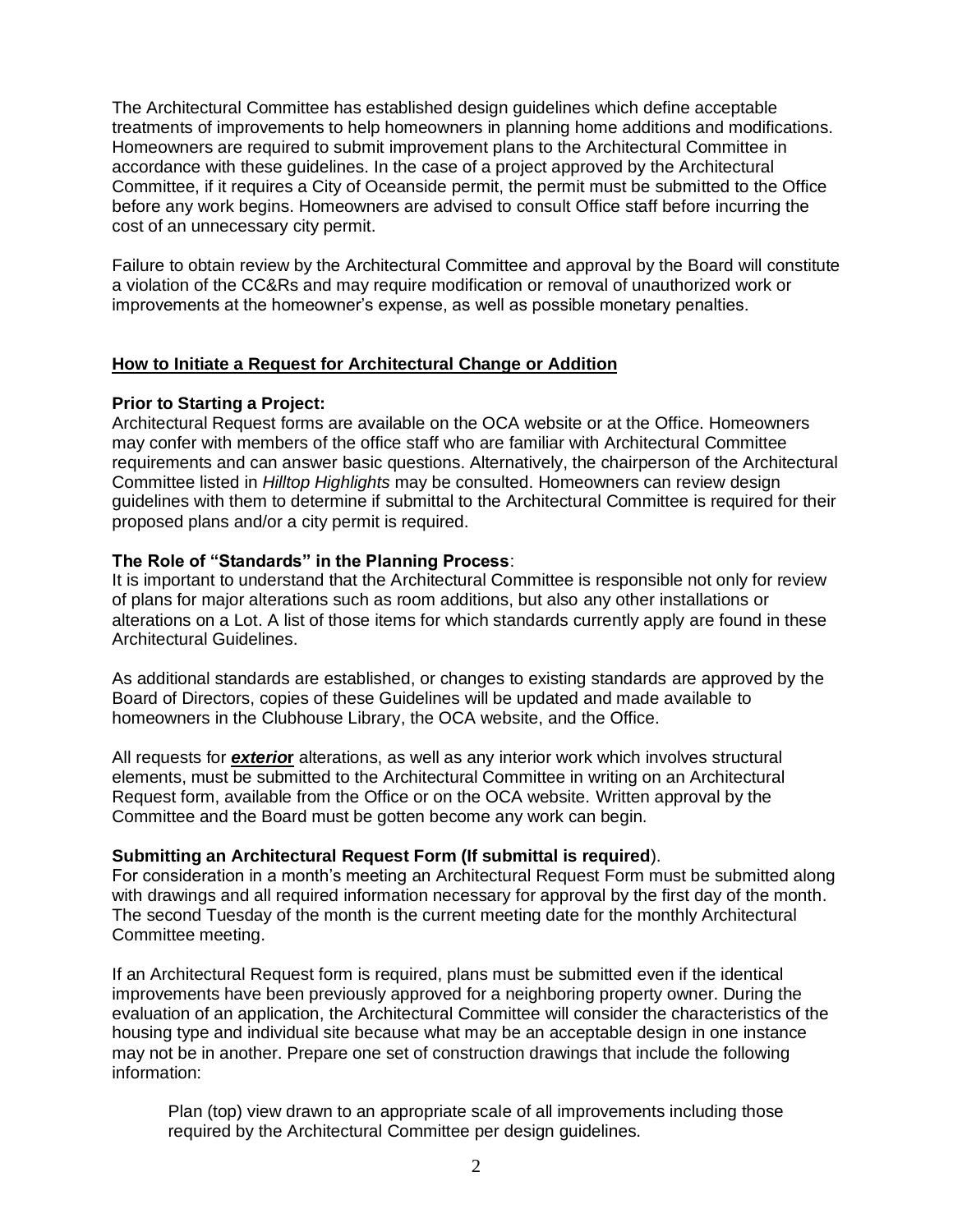The Architectural Committee has established design guidelines which define acceptable treatments of improvements to help homeowners in planning home additions and modifications. Homeowners are required to submit improvement plans to the Architectural Committee in accordance with these guidelines. In the case of a project approved by the Architectural Committee, if it requires a City of Oceanside permit, the permit must be submitted to the Office before any work begins. Homeowners are advised to consult Office staff before incurring the cost of an unnecessary city permit.

Failure to obtain review by the Architectural Committee and approval by the Board will constitute a violation of the CC&Rs and may require modification or removal of unauthorized work or improvements at the homeowner's expense, as well as possible monetary penalties.

## How to Initiate a Request for Architectural Change or Addition

**Prior to Starting a Project:**
Architectural Request forms are available on the OCA website or at the Office. Homeowners may confer with members of the office staff who are familiar with Architectural Committee requirements and can answer basic questions. Alternatively, the chairperson of the Architectural Committee listed in *Hilltop Highlights* may be consulted. Homeowners can review design guidelines with them to determine if submittal to the Architectural Committee is required for their proposed plans and/or a city permit is required.

**The Role of "Standards" in the Planning Process**:
It is important to understand that the Architectural Committee is responsible not only for review of plans for major alterations such as room additions, but also any other installations or alterations on a Lot. A list of those items for which standards currently apply are found in these Architectural Guidelines.

As additional standards are established, or changes to existing standards are approved by the Board of Directors, copies of these Guidelines will be updated and made available to homeowners in the Clubhouse Library, the OCA website, and the Office.

All requests for ***exterior*** alterations, as well as any interior work which involves structural elements, must be submitted to the Architectural Committee in writing on an Architectural Request form, available from the Office or on the OCA website. Written approval by the Committee and the Board must be gotten become any work can begin.

**Submitting an Architectural Request Form (If submittal is required**).
For consideration in a month's meeting an Architectural Request Form must be submitted along with drawings and all required information necessary for approval by the first day of the month. The second Tuesday of the month is the current meeting date for the monthly Architectural Committee meeting.

If an Architectural Request form is required, plans must be submitted even if the identical improvements have been previously approved for a neighboring property owner. During the evaluation of an application, the Architectural Committee will consider the characteristics of the housing type and individual site because what may be an acceptable design in one instance may not be in another. Prepare one set of construction drawings that include the following information:

> Plan (top) view drawn to an appropriate scale of all improvements including those required by the Architectural Committee per design guidelines.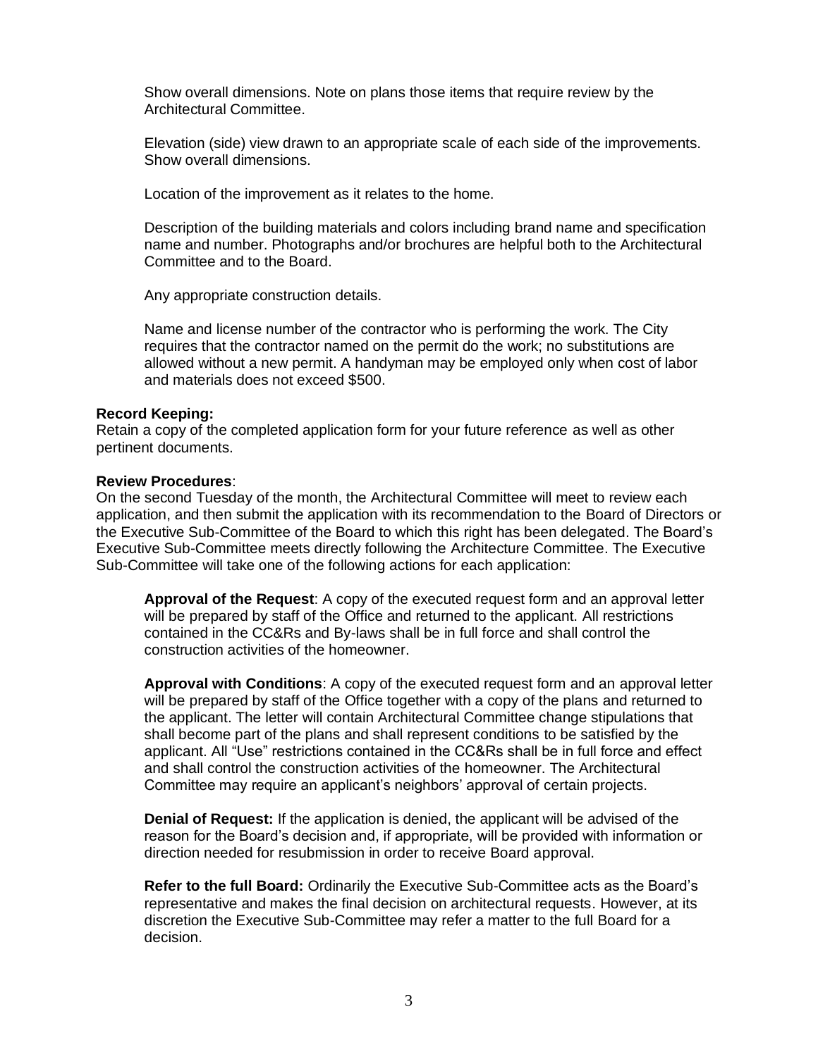Show overall dimensions. Note on plans those items that require review by the Architectural Committee.

Elevation (side) view drawn to an appropriate scale of each side of the improvements. Show overall dimensions.

Location of the improvement as it relates to the home.

Description of the building materials and colors including brand name and specification name and number. Photographs and/or brochures are helpful both to the Architectural Committee and to the Board.

Any appropriate construction details.

Name and license number of the contractor who is performing the work. The City requires that the contractor named on the permit do the work; no substitutions are allowed without a new permit. A handyman may be employed only when cost of labor and materials does not exceed $500.

**Record Keeping:**
Retain a copy of the completed application form for your future reference as well as other pertinent documents.

**Review Procedures**:
On the second Tuesday of the month, the Architectural Committee will meet to review each application, and then submit the application with its recommendation to the Board of Directors or the Executive Sub-Committee of the Board to which this right has been delegated. The Board's Executive Sub-Committee meets directly following the Architecture Committee. The Executive Sub-Committee will take one of the following actions for each application:

**Approval of the Request**: A copy of the executed request form and an approval letter will be prepared by staff of the Office and returned to the applicant. All restrictions contained in the CC&Rs and By-laws shall be in full force and shall control the construction activities of the homeowner.

**Approval with Conditions**: A copy of the executed request form and an approval letter will be prepared by staff of the Office together with a copy of the plans and returned to the applicant. The letter will contain Architectural Committee change stipulations that shall become part of the plans and shall represent conditions to be satisfied by the applicant. All "Use" restrictions contained in the CC&Rs shall be in full force and effect and shall control the construction activities of the homeowner. The Architectural Committee may require an applicant's neighbors' approval of certain projects.

**Denial of Request:** If the application is denied, the applicant will be advised of the reason for the Board's decision and, if appropriate, will be provided with information or direction needed for resubmission in order to receive Board approval.

**Refer to the full Board:** Ordinarily the Executive Sub-Committee acts as the Board's representative and makes the final decision on architectural requests. However, at its discretion the Executive Sub-Committee may refer a matter to the full Board for a decision.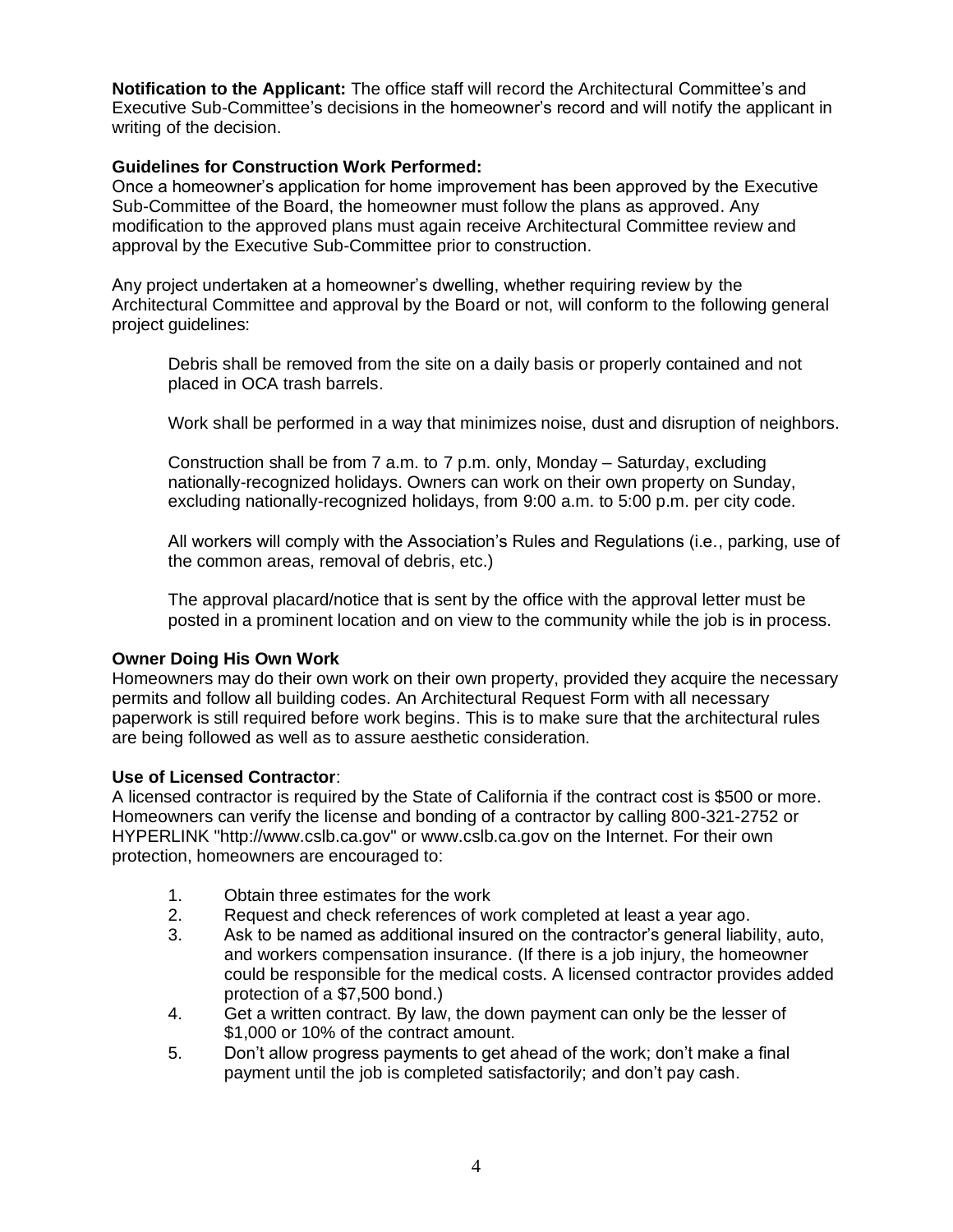**Notification to the Applicant:** The office staff will record the Architectural Committee's and Executive Sub-Committee's decisions in the homeowner's record and will notify the applicant in writing of the decision.

**Guidelines for Construction Work Performed:**

Once a homeowner's application for home improvement has been approved by the Executive Sub-Committee of the Board, the homeowner must follow the plans as approved. Any modification to the approved plans must again receive Architectural Committee review and approval by the Executive Sub-Committee prior to construction.

Any project undertaken at a homeowner's dwelling, whether requiring review by the Architectural Committee and approval by the Board or not, will conform to the following general project guidelines:

Debris shall be removed from the site on a daily basis or properly contained and not placed in OCA trash barrels.

Work shall be performed in a way that minimizes noise, dust and disruption of neighbors.

Construction shall be from 7 a.m. to 7 p.m. only, Monday – Saturday, excluding nationally-recognized holidays. Owners can work on their own property on Sunday, excluding nationally-recognized holidays, from 9:00 a.m. to 5:00 p.m. per city code.

All workers will comply with the Association's Rules and Regulations (i.e., parking, use of the common areas, removal of debris, etc.)

The approval placard/notice that is sent by the office with the approval letter must be posted in a prominent location and on view to the community while the job is in process.

**Owner Doing His Own Work**

Homeowners may do their own work on their own property, provided they acquire the necessary permits and follow all building codes. An Architectural Request Form with all necessary paperwork is still required before work begins. This is to make sure that the architectural rules are being followed as well as to assure aesthetic consideration.

**Use of Licensed Contractor**:

A licensed contractor is required by the State of California if the contract cost is $500 or more. Homeowners can verify the license and bonding of a contractor by calling 800-321-2752 or HYPERLINK "http://www.cslb.ca.gov" or www.cslb.ca.gov on the Internet. For their own protection, homeowners are encouraged to:

1. Obtain three estimates for the work
2. Request and check references of work completed at least a year ago.
3. Ask to be named as additional insured on the contractor's general liability, auto, and workers compensation insurance. (If there is a job injury, the homeowner could be responsible for the medical costs. A licensed contractor provides added protection of a $7,500 bond.)
4. Get a written contract. By law, the down payment can only be the lesser of $1,000 or 10% of the contract amount.
5. Don't allow progress payments to get ahead of the work; don't make a final payment until the job is completed satisfactorily; and don't pay cash.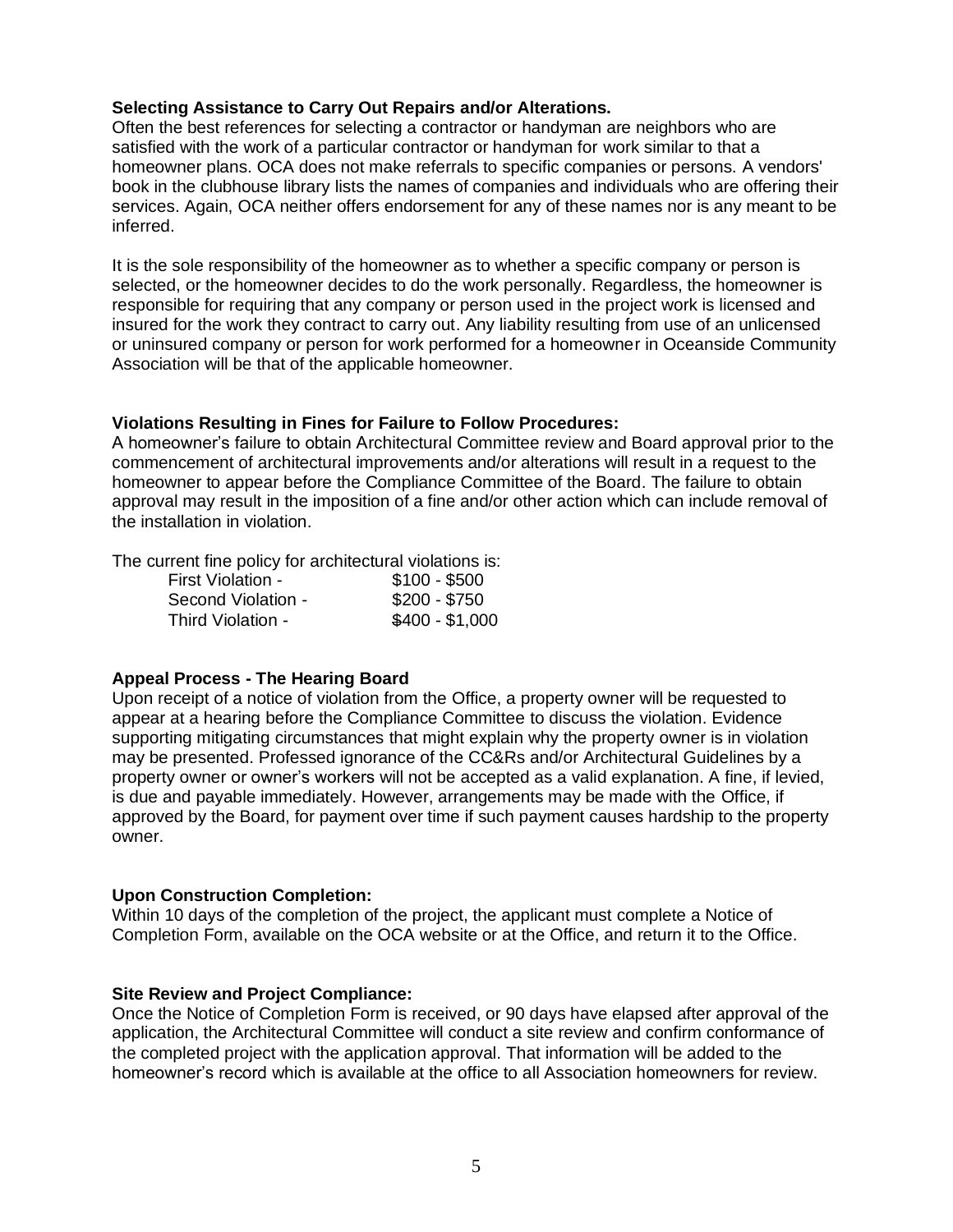**Selecting Assistance to Carry Out Repairs and/or Alterations.**
Often the best references for selecting a contractor or handyman are neighbors who are satisfied with the work of a particular contractor or handyman for work similar to that a homeowner plans. OCA does not make referrals to specific companies or persons. A vendors' book in the clubhouse library lists the names of companies and individuals who are offering their services. Again, OCA neither offers endorsement for any of these names nor is any meant to be inferred.

It is the sole responsibility of the homeowner as to whether a specific company or person is selected, or the homeowner decides to do the work personally. Regardless, the homeowner is responsible for requiring that any company or person used in the project work is licensed and insured for the work they contract to carry out. Any liability resulting from use of an unlicensed or uninsured company or person for work performed for a homeowner in Oceanside Community Association will be that of the applicable homeowner.

**Violations Resulting in Fines for Failure to Follow Procedures:**
A homeowner's failure to obtain Architectural Committee review and Board approval prior to the commencement of architectural improvements and/or alterations will result in a request to the homeowner to appear before the Compliance Committee of the Board. The failure to obtain approval may result in the imposition of a fine and/or other action which can include removal of the installation in violation.

The current fine policy for architectural violations is:

| | |
|---|---|
| First Violation - | $100 - $500 |
| Second Violation - | $200 - $750 |
| Third Violation - | $400 - $1,000 |

**Appeal Process - The Hearing Board**
Upon receipt of a notice of violation from the Office, a property owner will be requested to appear at a hearing before the Compliance Committee to discuss the violation. Evidence supporting mitigating circumstances that might explain why the property owner is in violation may be presented. Professed ignorance of the CC&Rs and/or Architectural Guidelines by a property owner or owner's workers will not be accepted as a valid explanation. A fine, if levied, is due and payable immediately. However, arrangements may be made with the Office, if approved by the Board, for payment over time if such payment causes hardship to the property owner.

**Upon Construction Completion:**
Within 10 days of the completion of the project, the applicant must complete a Notice of Completion Form, available on the OCA website or at the Office, and return it to the Office.

**Site Review and Project Compliance:**
Once the Notice of Completion Form is received, or 90 days have elapsed after approval of the application, the Architectural Committee will conduct a site review and confirm conformance of the completed project with the application approval. That information will be added to the homeowner's record which is available at the office to all Association homeowners for review.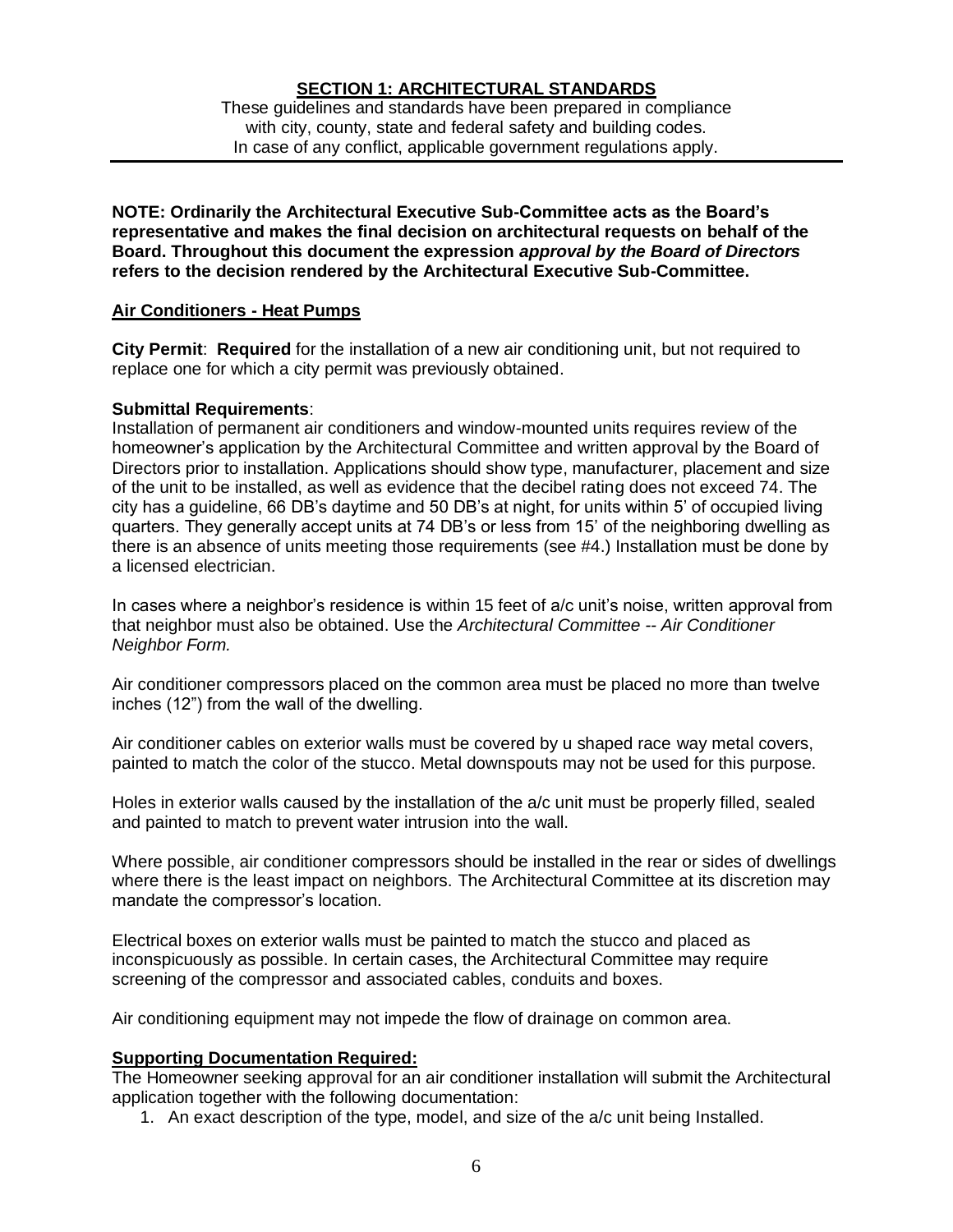## SECTION 1: ARCHITECTURAL STANDARDS

These guidelines and standards have been prepared in compliance with city, county, state and federal safety and building codes. In case of any conflict, applicable government regulations apply.

---

**NOTE: Ordinarily the Architectural Executive Sub-Committee acts as the Board's representative and makes the final decision on architectural requests on behalf of the Board. Throughout this document the expression *approval by the Board of Directors* refers to the decision rendered by the Architectural Executive Sub-Committee.**

### Air Conditioners - Heat Pumps

**City Permit**: **Required** for the installation of a new air conditioning unit, but not required to replace one for which a city permit was previously obtained.

**Submittal Requirements**:
Installation of permanent air conditioners and window-mounted units requires review of the homeowner's application by the Architectural Committee and written approval by the Board of Directors prior to installation. Applications should show type, manufacturer, placement and size of the unit to be installed, as well as evidence that the decibel rating does not exceed 74. The city has a guideline, 66 DB's daytime and 50 DB's at night, for units within 5' of occupied living quarters. They generally accept units at 74 DB's or less from 15' of the neighboring dwelling as there is an absence of units meeting those requirements (see #4.) Installation must be done by a licensed electrician.

In cases where a neighbor's residence is within 15 feet of a/c unit's noise, written approval from that neighbor must also be obtained. Use the *Architectural Committee -- Air Conditioner Neighbor Form.*

Air conditioner compressors placed on the common area must be placed no more than twelve inches (12") from the wall of the dwelling.

Air conditioner cables on exterior walls must be covered by u shaped race way metal covers, painted to match the color of the stucco. Metal downspouts may not be used for this purpose.

Holes in exterior walls caused by the installation of the a/c unit must be properly filled, sealed and painted to match to prevent water intrusion into the wall.

Where possible, air conditioner compressors should be installed in the rear or sides of dwellings where there is the least impact on neighbors. The Architectural Committee at its discretion may mandate the compressor's location.

Electrical boxes on exterior walls must be painted to match the stucco and placed as inconspicuously as possible. In certain cases, the Architectural Committee may require screening of the compressor and associated cables, conduits and boxes.

Air conditioning equipment may not impede the flow of drainage on common area.

### Supporting Documentation Required:

The Homeowner seeking approval for an air conditioner installation will submit the Architectural application together with the following documentation:

1. An exact description of the type, model, and size of the a/c unit being Installed.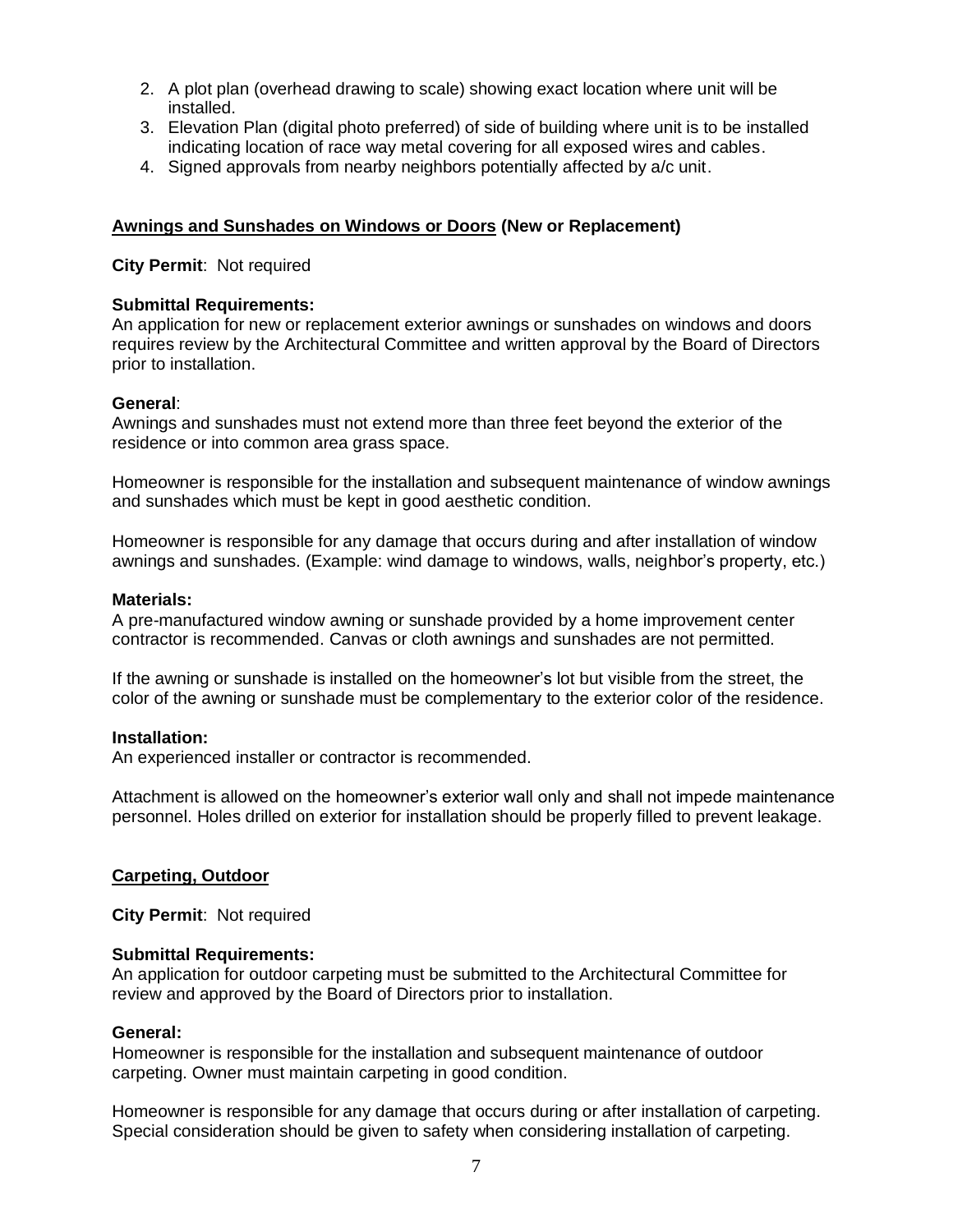2. A plot plan (overhead drawing to scale) showing exact location where unit will be installed.
3. Elevation Plan (digital photo preferred) of side of building where unit is to be installed indicating location of race way metal covering for all exposed wires and cables.
4. Signed approvals from nearby neighbors potentially affected by a/c unit.

## Awnings and Sunshades on Windows or Doors (New or Replacement)

**City Permit**: Not required

**Submittal Requirements:**
An application for new or replacement exterior awnings or sunshades on windows and doors requires review by the Architectural Committee and written approval by the Board of Directors prior to installation.

**General**:
Awnings and sunshades must not extend more than three feet beyond the exterior of the residence or into common area grass space.

Homeowner is responsible for the installation and subsequent maintenance of window awnings and sunshades which must be kept in good aesthetic condition.

Homeowner is responsible for any damage that occurs during and after installation of window awnings and sunshades. (Example: wind damage to windows, walls, neighbor's property, etc.)

**Materials:**
A pre-manufactured window awning or sunshade provided by a home improvement center contractor is recommended. Canvas or cloth awnings and sunshades are not permitted.

If the awning or sunshade is installed on the homeowner's lot but visible from the street, the color of the awning or sunshade must be complementary to the exterior color of the residence.

**Installation:**
An experienced installer or contractor is recommended.

Attachment is allowed on the homeowner's exterior wall only and shall not impede maintenance personnel. Holes drilled on exterior for installation should be properly filled to prevent leakage.

## Carpeting, Outdoor

**City Permit**: Not required

**Submittal Requirements:**
An application for outdoor carpeting must be submitted to the Architectural Committee for review and approved by the Board of Directors prior to installation.

**General:**
Homeowner is responsible for the installation and subsequent maintenance of outdoor carpeting. Owner must maintain carpeting in good condition.

Homeowner is responsible for any damage that occurs during or after installation of carpeting. Special consideration should be given to safety when considering installation of carpeting.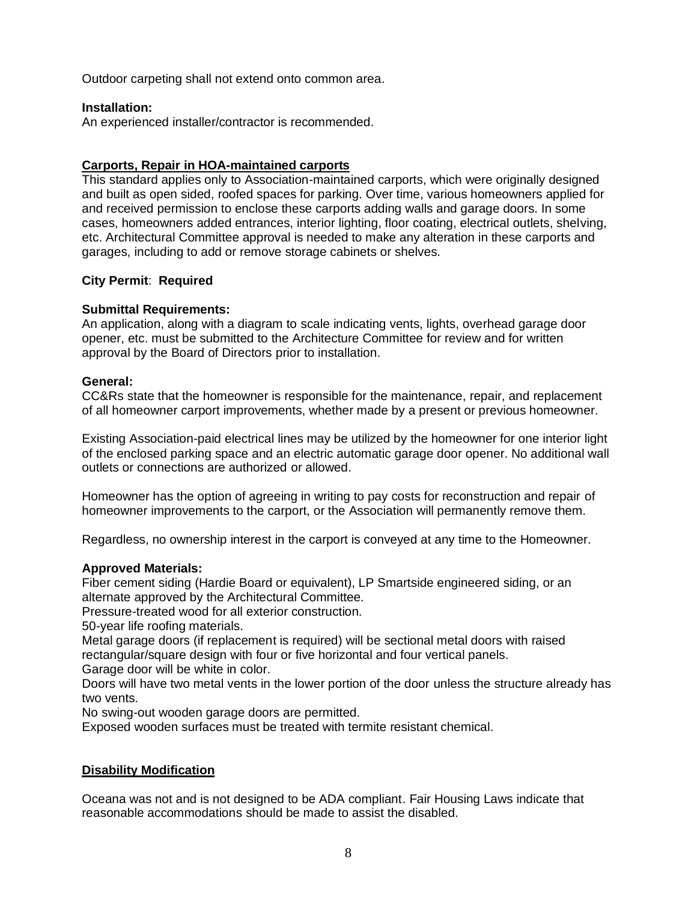Outdoor carpeting shall not extend onto common area.

**Installation:**
An experienced installer/contractor is recommended.

## Carports, Repair in HOA-maintained carports

This standard applies only to Association-maintained carports, which were originally designed and built as open sided, roofed spaces for parking. Over time, various homeowners applied for and received permission to enclose these carports adding walls and garage doors. In some cases, homeowners added entrances, interior lighting, floor coating, electrical outlets, shelving, etc. Architectural Committee approval is needed to make any alteration in these carports and garages, including to add or remove storage cabinets or shelves.

**City Permit**: **Required**

**Submittal Requirements:**
An application, along with a diagram to scale indicating vents, lights, overhead garage door opener, etc. must be submitted to the Architecture Committee for review and for written approval by the Board of Directors prior to installation.

**General:**
CC&Rs state that the homeowner is responsible for the maintenance, repair, and replacement of all homeowner carport improvements, whether made by a present or previous homeowner.

Existing Association-paid electrical lines may be utilized by the homeowner for one interior light of the enclosed parking space and an electric automatic garage door opener. No additional wall outlets or connections are authorized or allowed.

Homeowner has the option of agreeing in writing to pay costs for reconstruction and repair of homeowner improvements to the carport, or the Association will permanently remove them.

Regardless, no ownership interest in the carport is conveyed at any time to the Homeowner.

**Approved Materials:**
Fiber cement siding (Hardie Board or equivalent), LP Smartside engineered siding, or an alternate approved by the Architectural Committee.
Pressure-treated wood for all exterior construction.
50-year life roofing materials.
Metal garage doors (if replacement is required) will be sectional metal doors with raised rectangular/square design with four or five horizontal and four vertical panels.
Garage door will be white in color.
Doors will have two metal vents in the lower portion of the door unless the structure already has two vents.
No swing-out wooden garage doors are permitted.
Exposed wooden surfaces must be treated with termite resistant chemical.

## Disability Modification

Oceana was not and is not designed to be ADA compliant. Fair Housing Laws indicate that reasonable accommodations should be made to assist the disabled.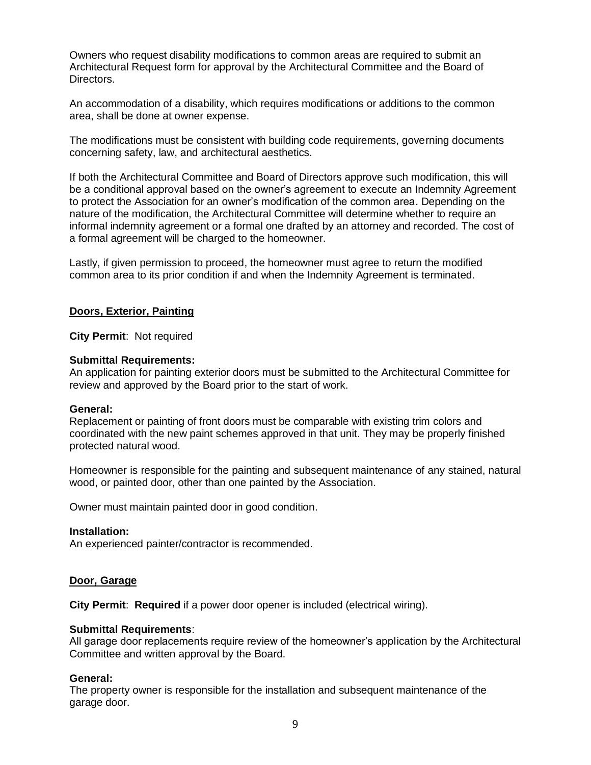Owners who request disability modifications to common areas are required to submit an Architectural Request form for approval by the Architectural Committee and the Board of Directors.

An accommodation of a disability, which requires modifications or additions to the common area, shall be done at owner expense.

The modifications must be consistent with building code requirements, governing documents concerning safety, law, and architectural aesthetics.

If both the Architectural Committee and Board of Directors approve such modification, this will be a conditional approval based on the owner's agreement to execute an Indemnity Agreement to protect the Association for an owner's modification of the common area. Depending on the nature of the modification, the Architectural Committee will determine whether to require an informal indemnity agreement or a formal one drafted by an attorney and recorded. The cost of a formal agreement will be charged to the homeowner.

Lastly, if given permission to proceed, the homeowner must agree to return the modified common area to its prior condition if and when the Indemnity Agreement is terminated.

## Doors, Exterior, Painting

**City Permit**: Not required

**Submittal Requirements:**
An application for painting exterior doors must be submitted to the Architectural Committee for review and approved by the Board prior to the start of work.

**General:**
Replacement or painting of front doors must be comparable with existing trim colors and coordinated with the new paint schemes approved in that unit. They may be properly finished protected natural wood.

Homeowner is responsible for the painting and subsequent maintenance of any stained, natural wood, or painted door, other than one painted by the Association.

Owner must maintain painted door in good condition.

**Installation:**
An experienced painter/contractor is recommended.

## Door, Garage

**City Permit**: **Required** if a power door opener is included (electrical wiring).

**Submittal Requirements**:
All garage door replacements require review of the homeowner's application by the Architectural Committee and written approval by the Board.

**General:**
The property owner is responsible for the installation and subsequent maintenance of the garage door.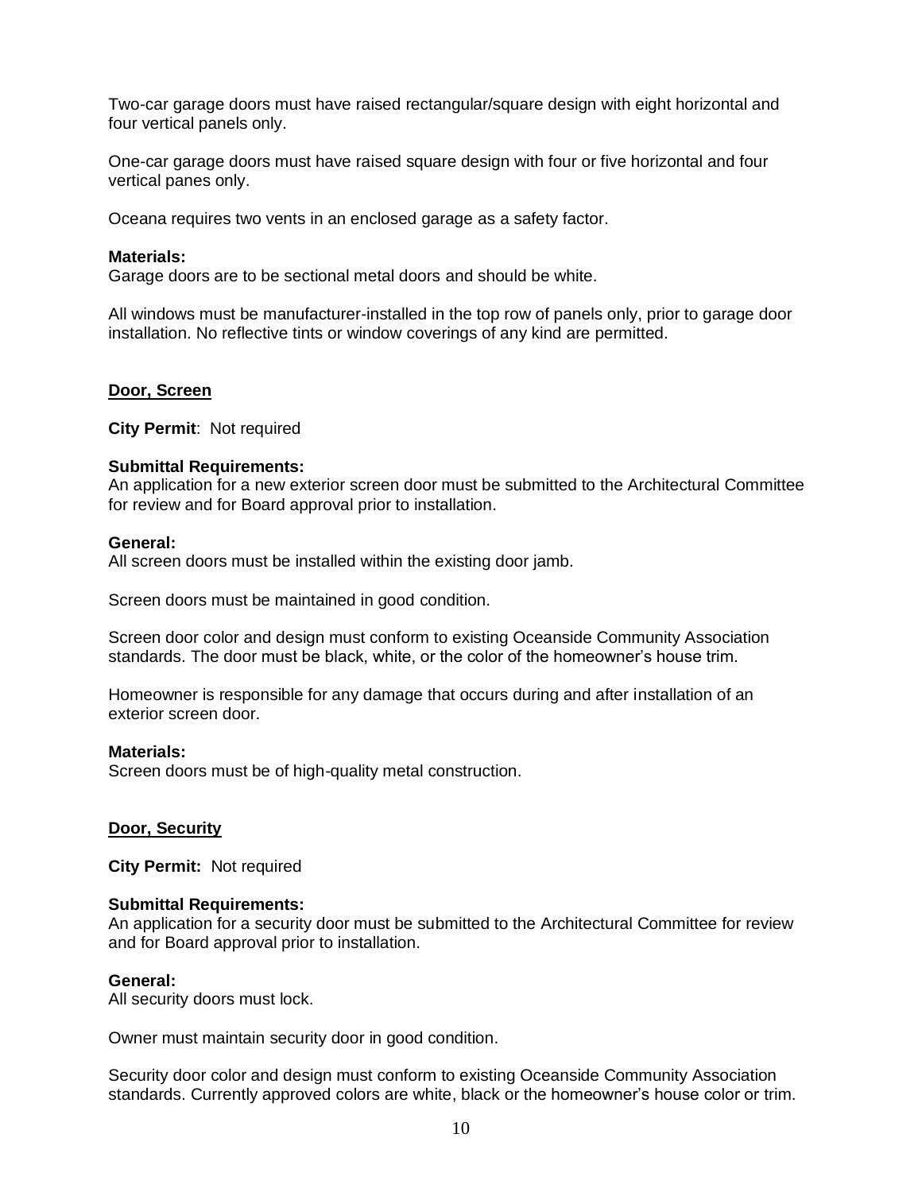Two-car garage doors must have raised rectangular/square design with eight horizontal and four vertical panels only.

One-car garage doors must have raised square design with four or five horizontal and four vertical panes only.

Oceana requires two vents in an enclosed garage as a safety factor.

**Materials:**
Garage doors are to be sectional metal doors and should be white.

All windows must be manufacturer-installed in the top row of panels only, prior to garage door installation. No reflective tints or window coverings of any kind are permitted.

## Door, Screen

**City Permit**: Not required

**Submittal Requirements:**
An application for a new exterior screen door must be submitted to the Architectural Committee for review and for Board approval prior to installation.

**General:**
All screen doors must be installed within the existing door jamb.

Screen doors must be maintained in good condition.

Screen door color and design must conform to existing Oceanside Community Association standards. The door must be black, white, or the color of the homeowner's house trim.

Homeowner is responsible for any damage that occurs during and after installation of an exterior screen door.

**Materials:**
Screen doors must be of high-quality metal construction.

## Door, Security

**City Permit:** Not required

**Submittal Requirements:**
An application for a security door must be submitted to the Architectural Committee for review and for Board approval prior to installation.

**General:**
All security doors must lock.

Owner must maintain security door in good condition.

Security door color and design must conform to existing Oceanside Community Association standards. Currently approved colors are white, black or the homeowner's house color or trim.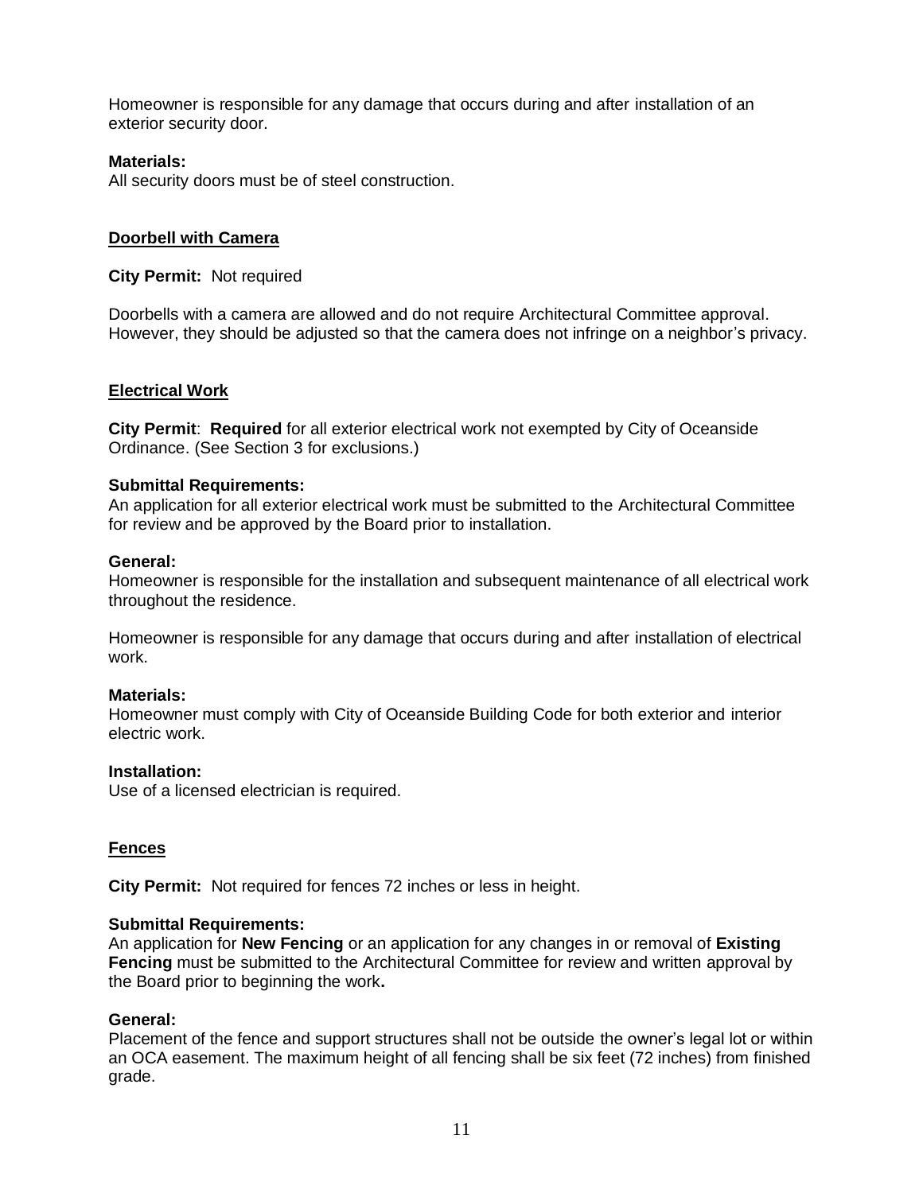Homeowner is responsible for any damage that occurs during and after installation of an exterior security door.

**Materials:**
All security doors must be of steel construction.

## Doorbell with Camera

**City Permit:** Not required

Doorbells with a camera are allowed and do not require Architectural Committee approval. However, they should be adjusted so that the camera does not infringe on a neighbor's privacy.

## Electrical Work

**City Permit**: **Required** for all exterior electrical work not exempted by City of Oceanside Ordinance. (See Section 3 for exclusions.)

**Submittal Requirements:**
An application for all exterior electrical work must be submitted to the Architectural Committee for review and be approved by the Board prior to installation.

**General:**
Homeowner is responsible for the installation and subsequent maintenance of all electrical work throughout the residence.

Homeowner is responsible for any damage that occurs during and after installation of electrical work.

**Materials:**
Homeowner must comply with City of Oceanside Building Code for both exterior and interior electric work.

**Installation:**
Use of a licensed electrician is required.

## Fences

**City Permit:** Not required for fences 72 inches or less in height.

**Submittal Requirements:**
An application for **New Fencing** or an application for any changes in or removal of **Existing Fencing** must be submitted to the Architectural Committee for review and written approval by the Board prior to beginning the work**.**

**General:**
Placement of the fence and support structures shall not be outside the owner's legal lot or within an OCA easement. The maximum height of all fencing shall be six feet (72 inches) from finished grade.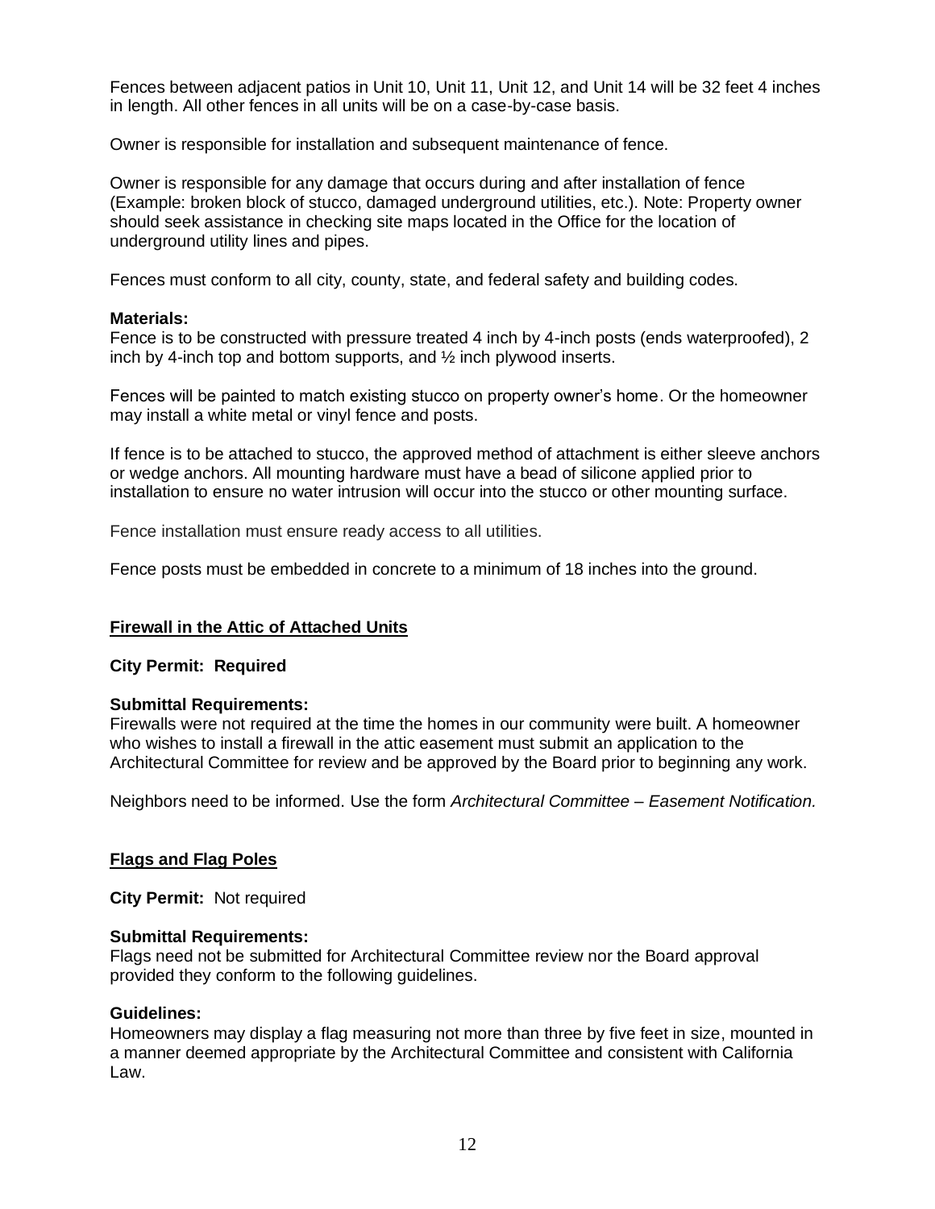Fences between adjacent patios in Unit 10, Unit 11, Unit 12, and Unit 14 will be 32 feet 4 inches in length. All other fences in all units will be on a case-by-case basis.

Owner is responsible for installation and subsequent maintenance of fence.

Owner is responsible for any damage that occurs during and after installation of fence (Example: broken block of stucco, damaged underground utilities, etc.). Note: Property owner should seek assistance in checking site maps located in the Office for the location of underground utility lines and pipes.

Fences must conform to all city, county, state, and federal safety and building codes.

**Materials:**
Fence is to be constructed with pressure treated 4 inch by 4-inch posts (ends waterproofed), 2 inch by 4-inch top and bottom supports, and ½ inch plywood inserts.

Fences will be painted to match existing stucco on property owner's home. Or the homeowner may install a white metal or vinyl fence and posts.

If fence is to be attached to stucco, the approved method of attachment is either sleeve anchors or wedge anchors. All mounting hardware must have a bead of silicone applied prior to installation to ensure no water intrusion will occur into the stucco or other mounting surface.

Fence installation must ensure ready access to all utilities.

Fence posts must be embedded in concrete to a minimum of 18 inches into the ground.

## Firewall in the Attic of Attached Units

**City Permit: Required**

**Submittal Requirements:**
Firewalls were not required at the time the homes in our community were built. A homeowner who wishes to install a firewall in the attic easement must submit an application to the Architectural Committee for review and be approved by the Board prior to beginning any work.

Neighbors need to be informed. Use the form *Architectural Committee – Easement Notification.*

## Flags and Flag Poles

**City Permit:** Not required

**Submittal Requirements:**
Flags need not be submitted for Architectural Committee review nor the Board approval provided they conform to the following guidelines.

**Guidelines:**
Homeowners may display a flag measuring not more than three by five feet in size, mounted in a manner deemed appropriate by the Architectural Committee and consistent with California Law.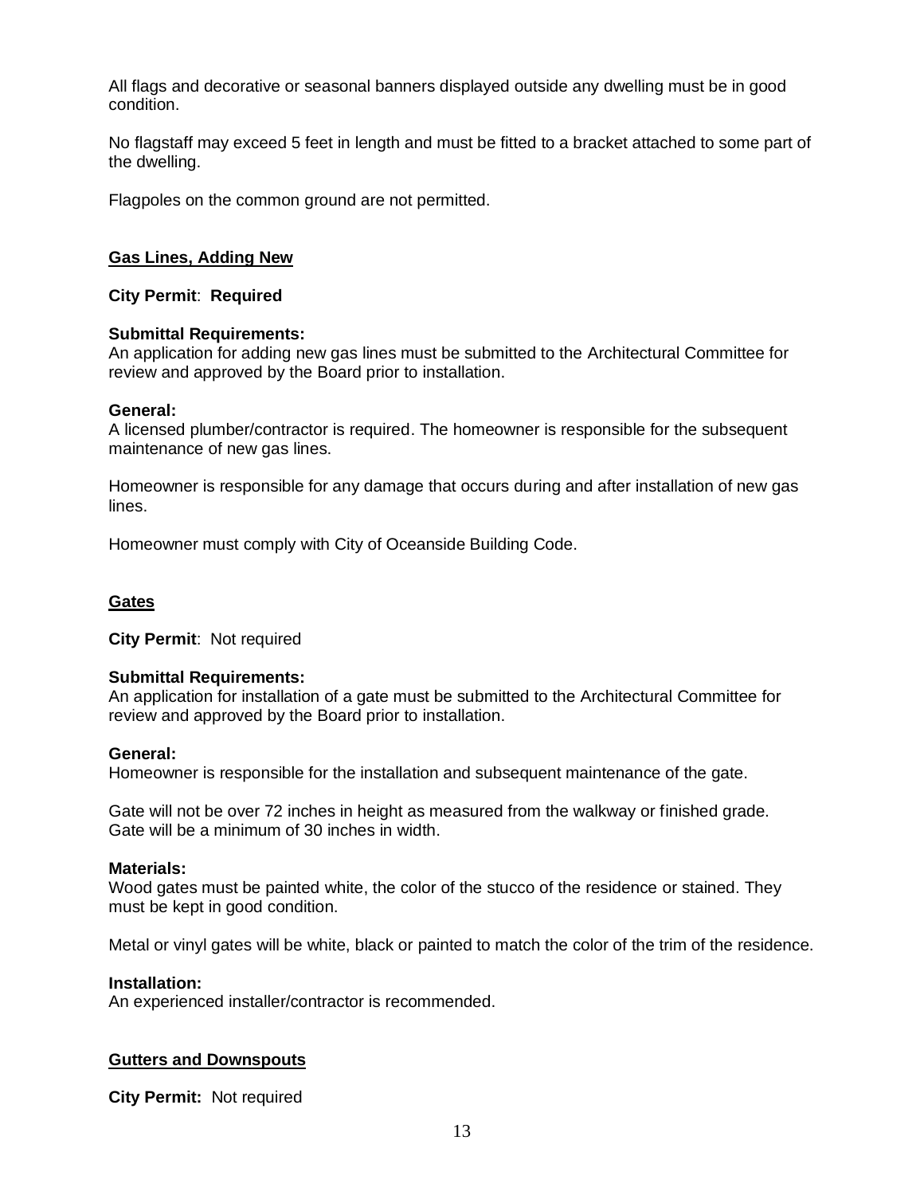All flags and decorative or seasonal banners displayed outside any dwelling must be in good condition.

No flagstaff may exceed 5 feet in length and must be fitted to a bracket attached to some part of the dwelling.

Flagpoles on the common ground are not permitted.

## Gas Lines, Adding New

**City Permit**: **Required**

**Submittal Requirements:**
An application for adding new gas lines must be submitted to the Architectural Committee for review and approved by the Board prior to installation.

**General:**
A licensed plumber/contractor is required. The homeowner is responsible for the subsequent maintenance of new gas lines.

Homeowner is responsible for any damage that occurs during and after installation of new gas lines.

Homeowner must comply with City of Oceanside Building Code.

## Gates

**City Permit**: Not required

**Submittal Requirements:**
An application for installation of a gate must be submitted to the Architectural Committee for review and approved by the Board prior to installation.

**General:**
Homeowner is responsible for the installation and subsequent maintenance of the gate.

Gate will not be over 72 inches in height as measured from the walkway or finished grade.
Gate will be a minimum of 30 inches in width.

**Materials:**
Wood gates must be painted white, the color of the stucco of the residence or stained. They must be kept in good condition.

Metal or vinyl gates will be white, black or painted to match the color of the trim of the residence.

**Installation:**
An experienced installer/contractor is recommended.

## Gutters and Downspouts

**City Permit:** Not required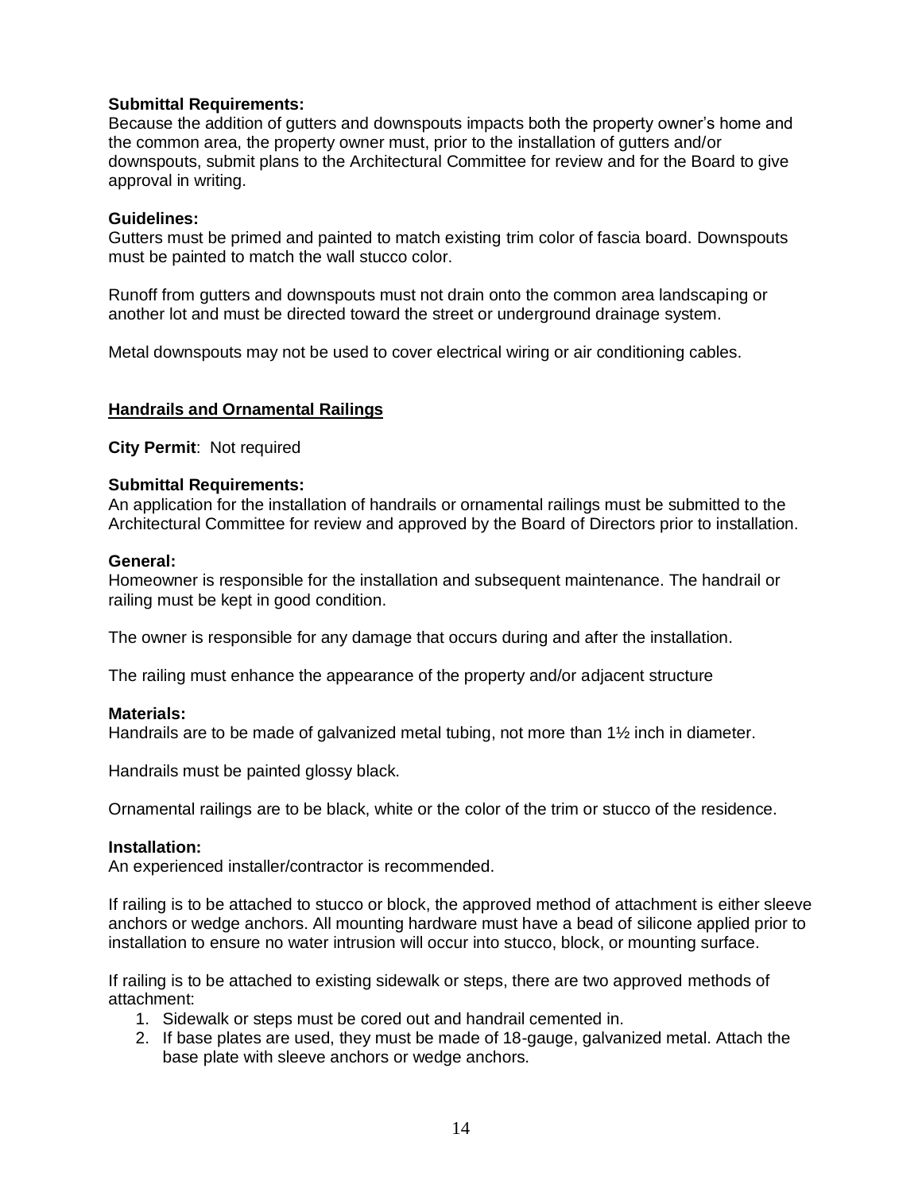**Submittal Requirements:**
Because the addition of gutters and downspouts impacts both the property owner's home and the common area, the property owner must, prior to the installation of gutters and/or downspouts, submit plans to the Architectural Committee for review and for the Board to give approval in writing.

**Guidelines:**
Gutters must be primed and painted to match existing trim color of fascia board. Downspouts must be painted to match the wall stucco color.

Runoff from gutters and downspouts must not drain onto the common area landscaping or another lot and must be directed toward the street or underground drainage system.

Metal downspouts may not be used to cover electrical wiring or air conditioning cables.

## Handrails and Ornamental Railings

**City Permit**: Not required

**Submittal Requirements:**
An application for the installation of handrails or ornamental railings must be submitted to the Architectural Committee for review and approved by the Board of Directors prior to installation.

**General:**
Homeowner is responsible for the installation and subsequent maintenance. The handrail or railing must be kept in good condition.

The owner is responsible for any damage that occurs during and after the installation.

The railing must enhance the appearance of the property and/or adjacent structure

**Materials:**
Handrails are to be made of galvanized metal tubing, not more than 1½ inch in diameter.

Handrails must be painted glossy black.

Ornamental railings are to be black, white or the color of the trim or stucco of the residence.

**Installation:**
An experienced installer/contractor is recommended.

If railing is to be attached to stucco or block, the approved method of attachment is either sleeve anchors or wedge anchors. All mounting hardware must have a bead of silicone applied prior to installation to ensure no water intrusion will occur into stucco, block, or mounting surface.

If railing is to be attached to existing sidewalk or steps, there are two approved methods of attachment:

1. Sidewalk or steps must be cored out and handrail cemented in.
2. If base plates are used, they must be made of 18-gauge, galvanized metal. Attach the base plate with sleeve anchors or wedge anchors.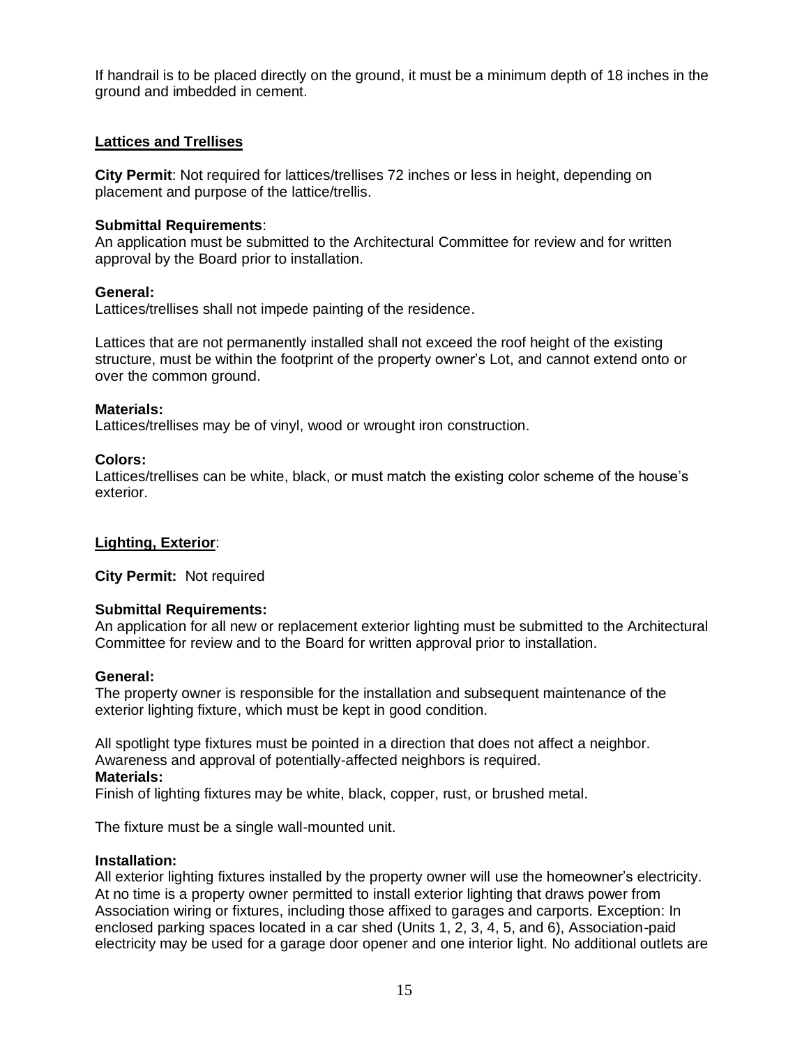If handrail is to be placed directly on the ground, it must be a minimum depth of 18 inches in the ground and imbedded in cement.

## Lattices and Trellises

**City Permit**: Not required for lattices/trellises 72 inches or less in height, depending on placement and purpose of the lattice/trellis.

**Submittal Requirements**:
An application must be submitted to the Architectural Committee for review and for written approval by the Board prior to installation.

**General:**
Lattices/trellises shall not impede painting of the residence.

Lattices that are not permanently installed shall not exceed the roof height of the existing structure, must be within the footprint of the property owner's Lot, and cannot extend onto or over the common ground.

**Materials:**
Lattices/trellises may be of vinyl, wood or wrought iron construction.

**Colors:**
Lattices/trellises can be white, black, or must match the existing color scheme of the house's exterior.

## Lighting, Exterior:

**City Permit:** Not required

**Submittal Requirements:**
An application for all new or replacement exterior lighting must be submitted to the Architectural Committee for review and to the Board for written approval prior to installation.

**General:**
The property owner is responsible for the installation and subsequent maintenance of the exterior lighting fixture, which must be kept in good condition.

All spotlight type fixtures must be pointed in a direction that does not affect a neighbor. Awareness and approval of potentially-affected neighbors is required.

**Materials:**
Finish of lighting fixtures may be white, black, copper, rust, or brushed metal.

The fixture must be a single wall-mounted unit.

**Installation:**
All exterior lighting fixtures installed by the property owner will use the homeowner's electricity. At no time is a property owner permitted to install exterior lighting that draws power from Association wiring or fixtures, including those affixed to garages and carports. Exception: In enclosed parking spaces located in a car shed (Units 1, 2, 3, 4, 5, and 6), Association-paid electricity may be used for a garage door opener and one interior light. No additional outlets are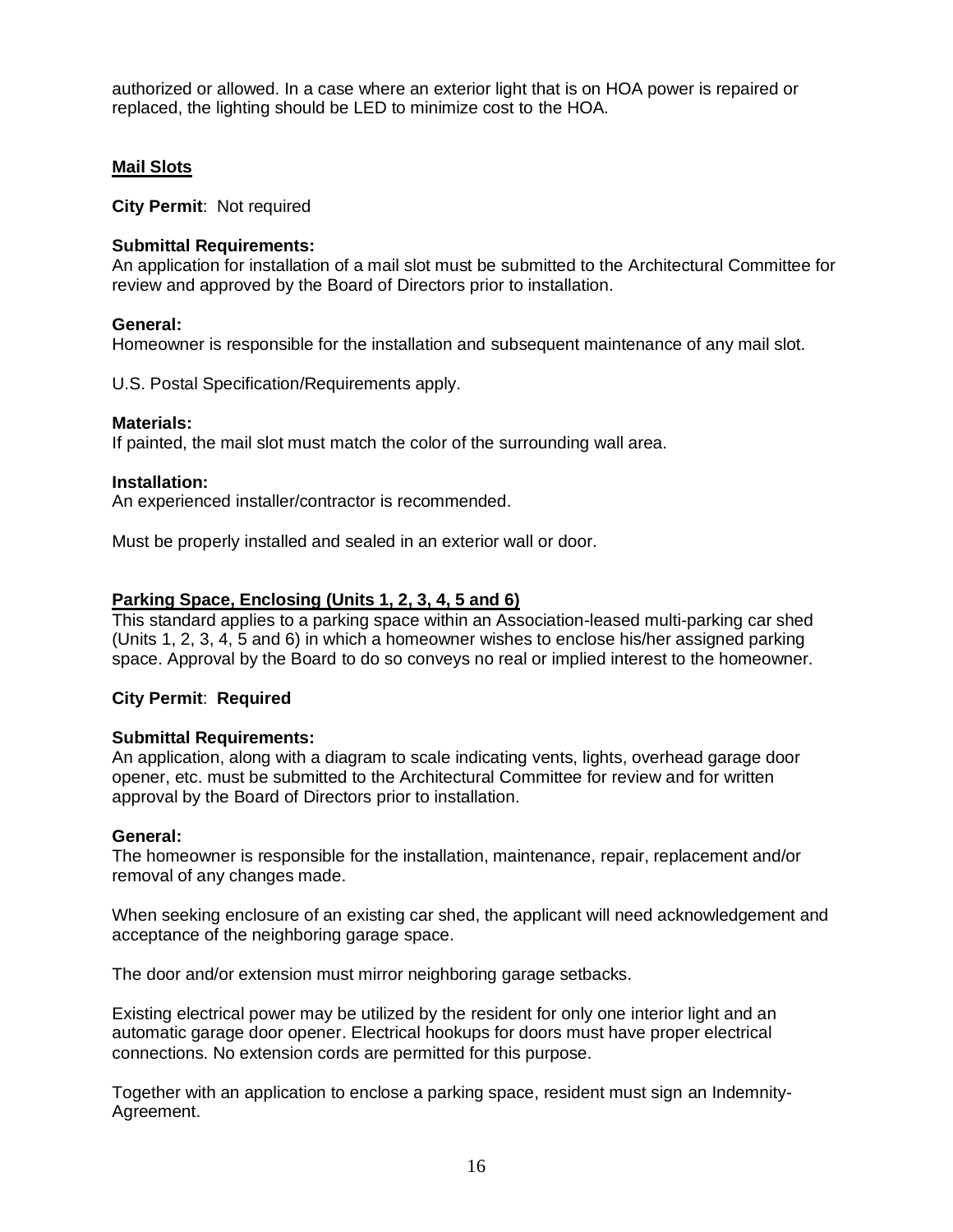authorized or allowed. In a case where an exterior light that is on HOA power is repaired or replaced, the lighting should be LED to minimize cost to the HOA.

## Mail Slots

**City Permit**: Not required

**Submittal Requirements:**
An application for installation of a mail slot must be submitted to the Architectural Committee for review and approved by the Board of Directors prior to installation.

**General:**
Homeowner is responsible for the installation and subsequent maintenance of any mail slot.

U.S. Postal Specification/Requirements apply.

**Materials:**
If painted, the mail slot must match the color of the surrounding wall area.

**Installation:**
An experienced installer/contractor is recommended.

Must be properly installed and sealed in an exterior wall or door.

## Parking Space, Enclosing (Units 1, 2, 3, 4, 5 and 6)

This standard applies to a parking space within an Association-leased multi-parking car shed (Units 1, 2, 3, 4, 5 and 6) in which a homeowner wishes to enclose his/her assigned parking space. Approval by the Board to do so conveys no real or implied interest to the homeowner.

**City Permit**: **Required**

**Submittal Requirements:**
An application, along with a diagram to scale indicating vents, lights, overhead garage door opener, etc. must be submitted to the Architectural Committee for review and for written approval by the Board of Directors prior to installation.

**General:**
The homeowner is responsible for the installation, maintenance, repair, replacement and/or removal of any changes made.

When seeking enclosure of an existing car shed, the applicant will need acknowledgement and acceptance of the neighboring garage space.

The door and/or extension must mirror neighboring garage setbacks.

Existing electrical power may be utilized by the resident for only one interior light and an automatic garage door opener. Electrical hookups for doors must have proper electrical connections. No extension cords are permitted for this purpose.

Together with an application to enclose a parking space, resident must sign an Indemnity-Agreement.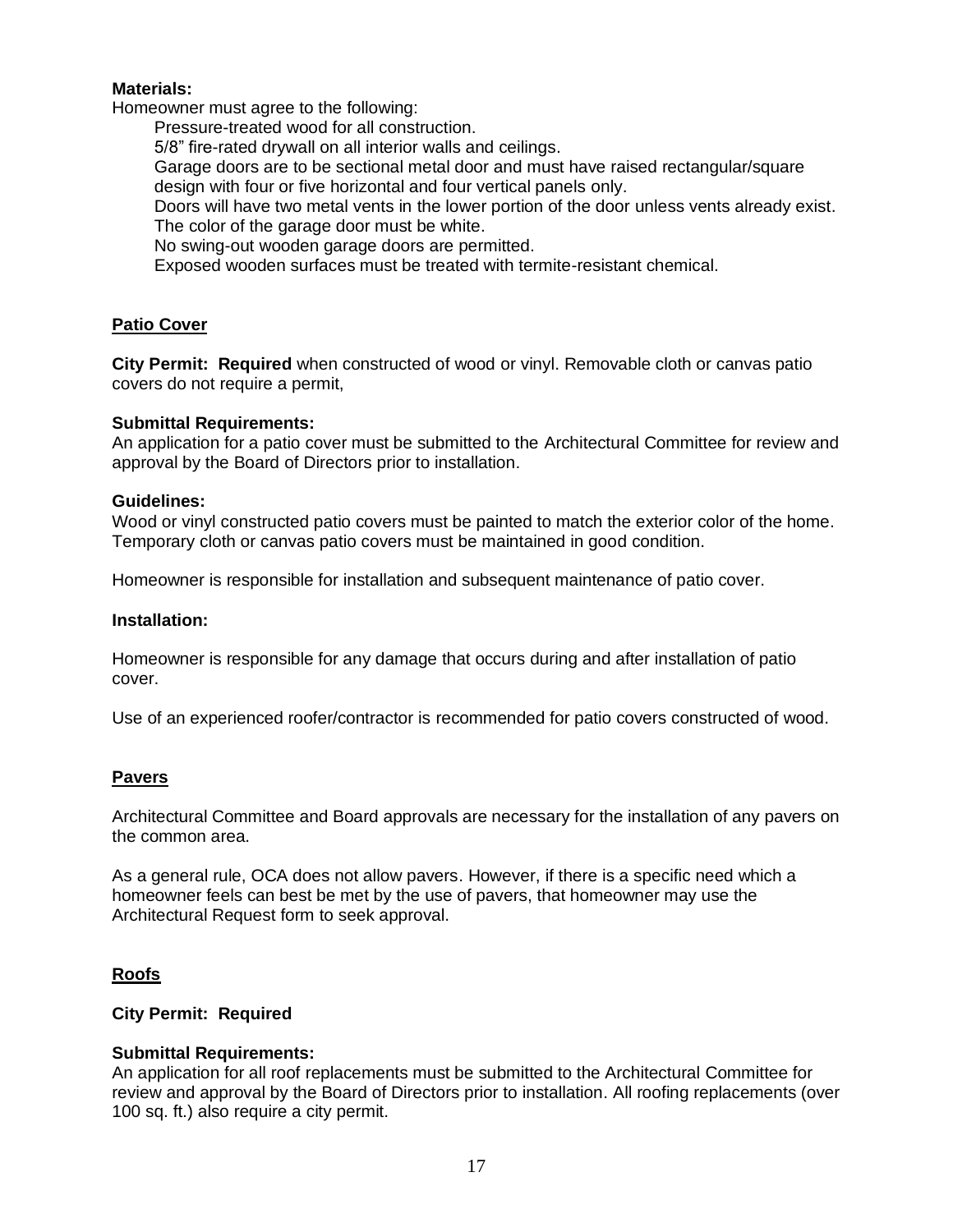**Materials:**

Homeowner must agree to the following:

Pressure-treated wood for all construction.

5/8" fire-rated drywall on all interior walls and ceilings.

Garage doors are to be sectional metal door and must have raised rectangular/square design with four or five horizontal and four vertical panels only.

Doors will have two metal vents in the lower portion of the door unless vents already exist.

The color of the garage door must be white.

No swing-out wooden garage doors are permitted.

Exposed wooden surfaces must be treated with termite-resistant chemical.

## Patio Cover

**City Permit: Required** when constructed of wood or vinyl. Removable cloth or canvas patio covers do not require a permit,

**Submittal Requirements:**

An application for a patio cover must be submitted to the Architectural Committee for review and approval by the Board of Directors prior to installation.

**Guidelines:**

Wood or vinyl constructed patio covers must be painted to match the exterior color of the home. Temporary cloth or canvas patio covers must be maintained in good condition.

Homeowner is responsible for installation and subsequent maintenance of patio cover.

**Installation:**

Homeowner is responsible for any damage that occurs during and after installation of patio cover.

Use of an experienced roofer/contractor is recommended for patio covers constructed of wood.

## Pavers

Architectural Committee and Board approvals are necessary for the installation of any pavers on the common area.

As a general rule, OCA does not allow pavers. However, if there is a specific need which a homeowner feels can best be met by the use of pavers, that homeowner may use the Architectural Request form to seek approval.

## Roofs

**City Permit: Required**

**Submittal Requirements:**

An application for all roof replacements must be submitted to the Architectural Committee for review and approval by the Board of Directors prior to installation. All roofing replacements (over 100 sq. ft.) also require a city permit.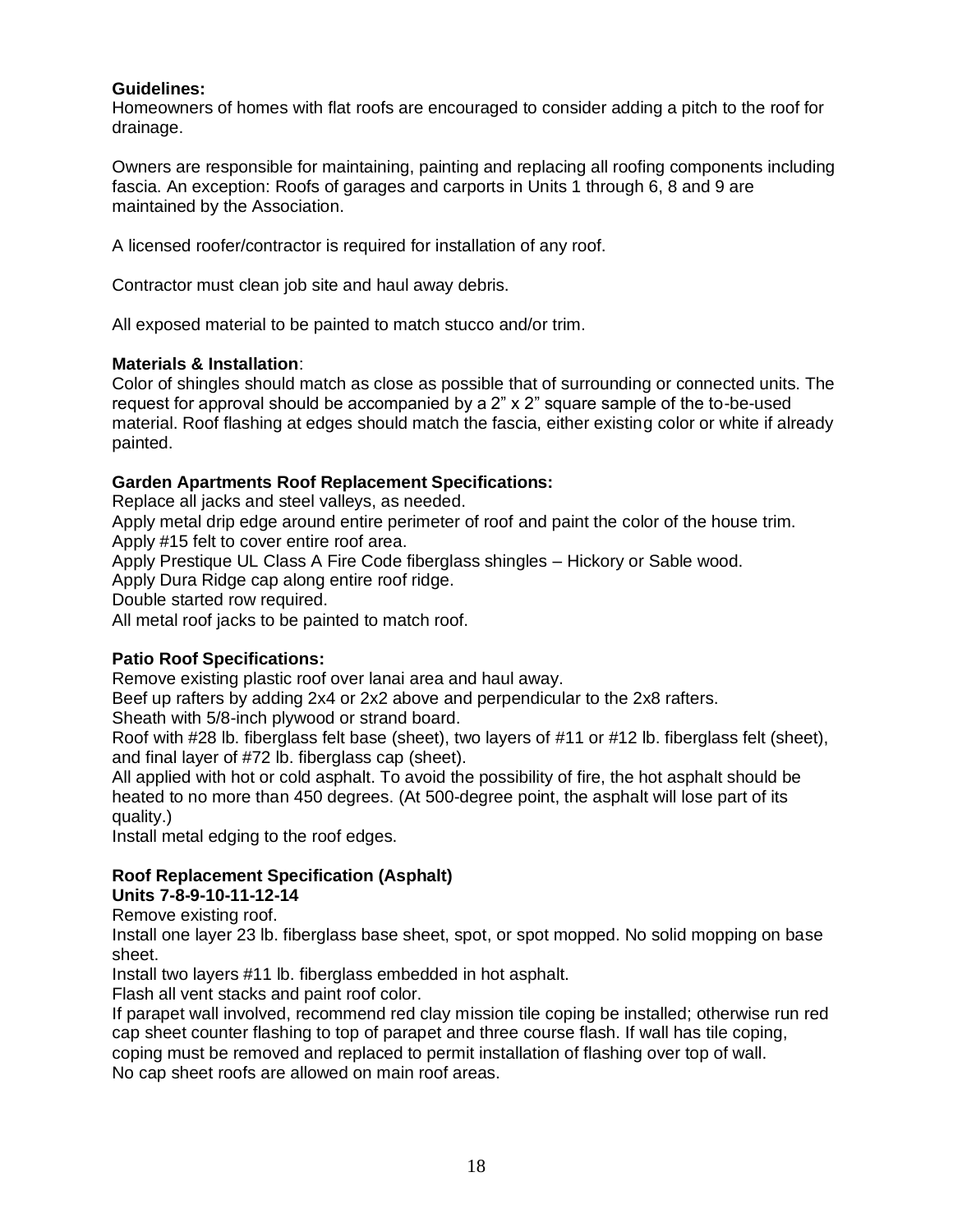**Guidelines:**
Homeowners of homes with flat roofs are encouraged to consider adding a pitch to the roof for drainage.

Owners are responsible for maintaining, painting and replacing all roofing components including fascia. An exception: Roofs of garages and carports in Units 1 through 6, 8 and 9 are maintained by the Association.

A licensed roofer/contractor is required for installation of any roof.

Contractor must clean job site and haul away debris.

All exposed material to be painted to match stucco and/or trim.

**Materials & Installation**:
Color of shingles should match as close as possible that of surrounding or connected units. The request for approval should be accompanied by a 2" x 2" square sample of the to-be-used material. Roof flashing at edges should match the fascia, either existing color or white if already painted.

**Garden Apartments Roof Replacement Specifications:**
Replace all jacks and steel valleys, as needed.
Apply metal drip edge around entire perimeter of roof and paint the color of the house trim.
Apply #15 felt to cover entire roof area.
Apply Prestique UL Class A Fire Code fiberglass shingles – Hickory or Sable wood.
Apply Dura Ridge cap along entire roof ridge.
Double started row required.
All metal roof jacks to be painted to match roof.

**Patio Roof Specifications:**
Remove existing plastic roof over lanai area and haul away.
Beef up rafters by adding 2x4 or 2x2 above and perpendicular to the 2x8 rafters.
Sheath with 5/8-inch plywood or strand board.
Roof with #28 lb. fiberglass felt base (sheet), two layers of #11 or #12 lb. fiberglass felt (sheet), and final layer of #72 lb. fiberglass cap (sheet).
All applied with hot or cold asphalt. To avoid the possibility of fire, the hot asphalt should be heated to no more than 450 degrees. (At 500-degree point, the asphalt will lose part of its quality.)
Install metal edging to the roof edges.

**Roof Replacement Specification (Asphalt)**
**Units 7-8-9-10-11-12-14**
Remove existing roof.
Install one layer 23 lb. fiberglass base sheet, spot, or spot mopped. No solid mopping on base sheet.
Install two layers #11 lb. fiberglass embedded in hot asphalt.
Flash all vent stacks and paint roof color.
If parapet wall involved, recommend red clay mission tile coping be installed; otherwise run red cap sheet counter flashing to top of parapet and three course flash. If wall has tile coping, coping must be removed and replaced to permit installation of flashing over top of wall.
No cap sheet roofs are allowed on main roof areas.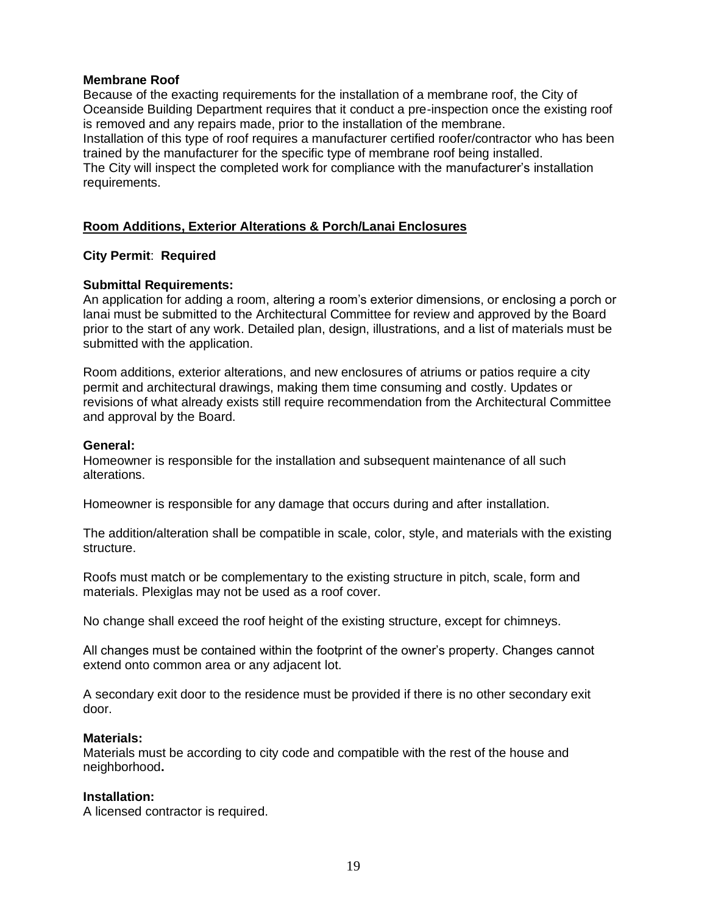**Membrane Roof**

Because of the exacting requirements for the installation of a membrane roof, the City of Oceanside Building Department requires that it conduct a pre-inspection once the existing roof is removed and any repairs made, prior to the installation of the membrane.
Installation of this type of roof requires a manufacturer certified roofer/contractor who has been trained by the manufacturer for the specific type of membrane roof being installed.
The City will inspect the completed work for compliance with the manufacturer's installation requirements.

## Room Additions, Exterior Alterations & Porch/Lanai Enclosures

**City Permit**: **Required**

**Submittal Requirements:**

An application for adding a room, altering a room's exterior dimensions, or enclosing a porch or lanai must be submitted to the Architectural Committee for review and approved by the Board prior to the start of any work. Detailed plan, design, illustrations, and a list of materials must be submitted with the application.

Room additions, exterior alterations, and new enclosures of atriums or patios require a city permit and architectural drawings, making them time consuming and costly. Updates or revisions of what already exists still require recommendation from the Architectural Committee and approval by the Board.

**General:**

Homeowner is responsible for the installation and subsequent maintenance of all such alterations.

Homeowner is responsible for any damage that occurs during and after installation.

The addition/alteration shall be compatible in scale, color, style, and materials with the existing structure.

Roofs must match or be complementary to the existing structure in pitch, scale, form and materials. Plexiglas may not be used as a roof cover.

No change shall exceed the roof height of the existing structure, except for chimneys.

All changes must be contained within the footprint of the owner's property. Changes cannot extend onto common area or any adjacent lot.

A secondary exit door to the residence must be provided if there is no other secondary exit door.

**Materials:**

Materials must be according to city code and compatible with the rest of the house and neighborhood**.**

**Installation:**

A licensed contractor is required.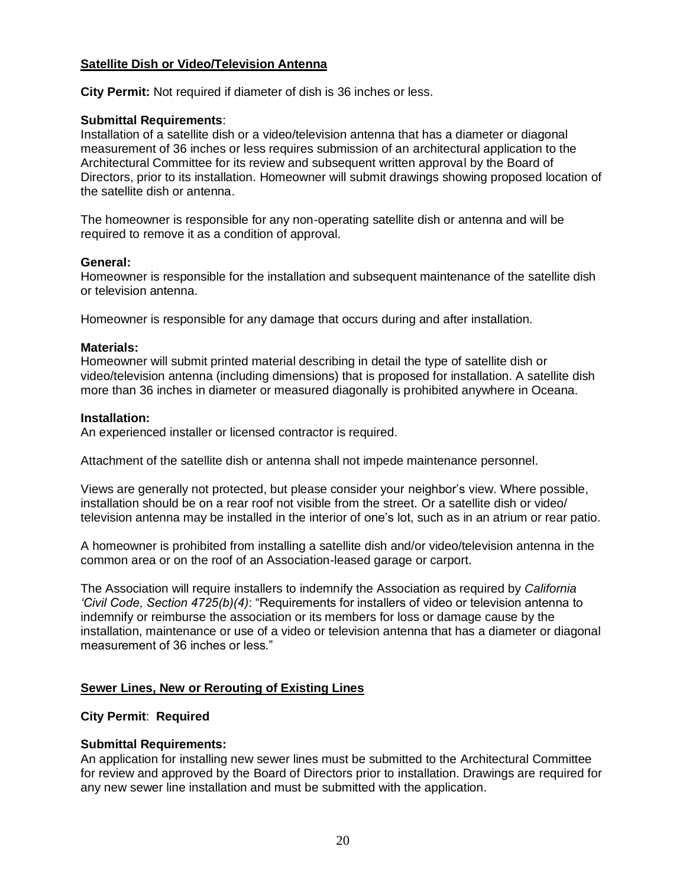## Satellite Dish or Video/Television Antenna

**City Permit:** Not required if diameter of dish is 36 inches or less.

**Submittal Requirements**:
Installation of a satellite dish or a video/television antenna that has a diameter or diagonal measurement of 36 inches or less requires submission of an architectural application to the Architectural Committee for its review and subsequent written approval by the Board of Directors, prior to its installation. Homeowner will submit drawings showing proposed location of the satellite dish or antenna.

The homeowner is responsible for any non-operating satellite dish or antenna and will be required to remove it as a condition of approval.

**General:**
Homeowner is responsible for the installation and subsequent maintenance of the satellite dish or television antenna.

Homeowner is responsible for any damage that occurs during and after installation.

**Materials:**
Homeowner will submit printed material describing in detail the type of satellite dish or video/television antenna (including dimensions) that is proposed for installation. A satellite dish more than 36 inches in diameter or measured diagonally is prohibited anywhere in Oceana.

**Installation:**
An experienced installer or licensed contractor is required.

Attachment of the satellite dish or antenna shall not impede maintenance personnel.

Views are generally not protected, but please consider your neighbor's view. Where possible, installation should be on a rear roof not visible from the street. Or a satellite dish or video/ television antenna may be installed in the interior of one's lot, such as in an atrium or rear patio.

A homeowner is prohibited from installing a satellite dish and/or video/television antenna in the common area or on the roof of an Association-leased garage or carport.

The Association will require installers to indemnify the Association as required by *California 'Civil Code, Section 4725(b)(4)*: "Requirements for installers of video or television antenna to indemnify or reimburse the association or its members for loss or damage cause by the installation, maintenance or use of a video or television antenna that has a diameter or diagonal measurement of 36 inches or less."

## Sewer Lines, New or Rerouting of Existing Lines

**City Permit**: **Required**

**Submittal Requirements:**
An application for installing new sewer lines must be submitted to the Architectural Committee for review and approved by the Board of Directors prior to installation. Drawings are required for any new sewer line installation and must be submitted with the application.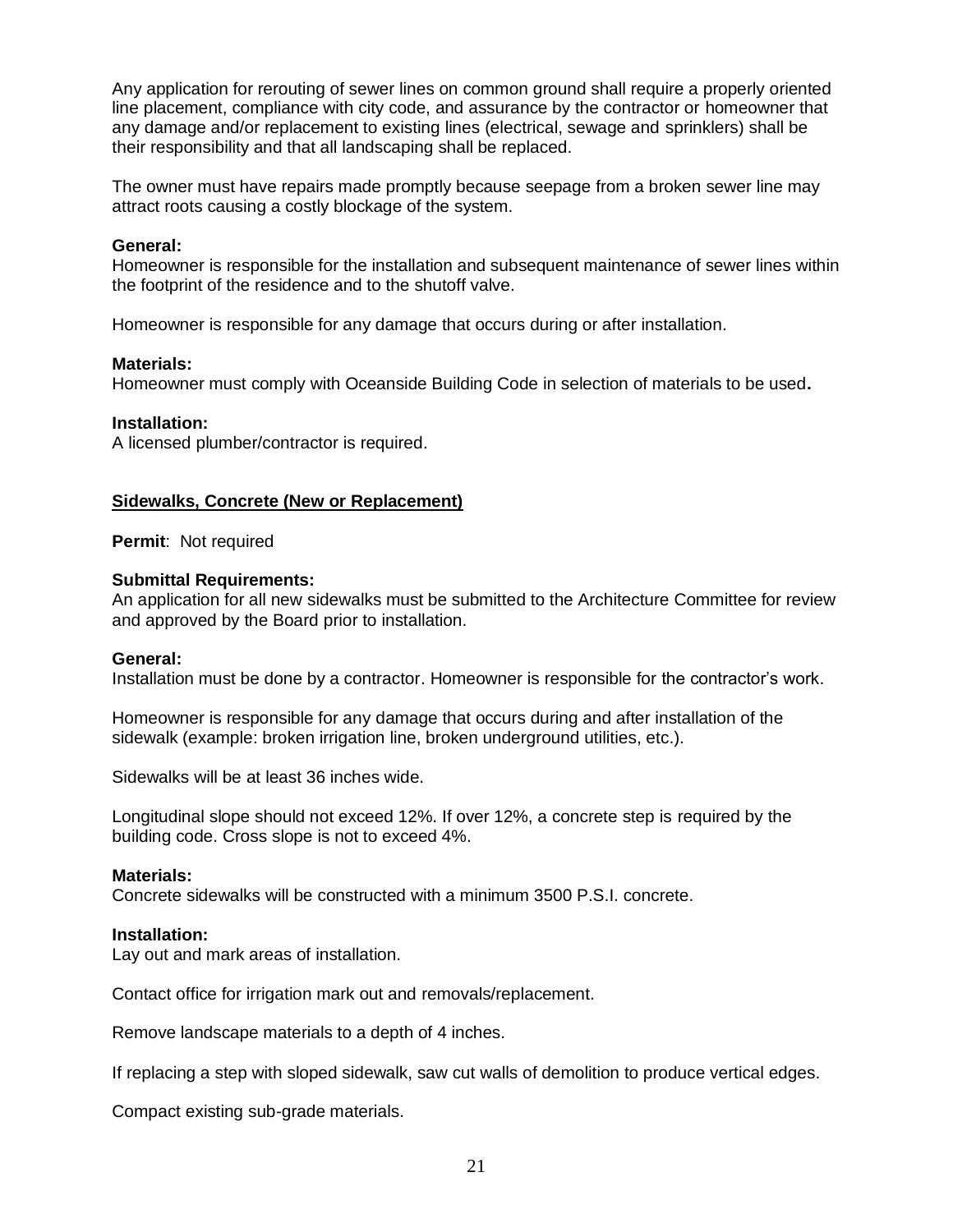Any application for rerouting of sewer lines on common ground shall require a properly oriented line placement, compliance with city code, and assurance by the contractor or homeowner that any damage and/or replacement to existing lines (electrical, sewage and sprinklers) shall be their responsibility and that all landscaping shall be replaced.

The owner must have repairs made promptly because seepage from a broken sewer line may attract roots causing a costly blockage of the system.

**General:**
Homeowner is responsible for the installation and subsequent maintenance of sewer lines within the footprint of the residence and to the shutoff valve.

Homeowner is responsible for any damage that occurs during or after installation.

**Materials:**
Homeowner must comply with Oceanside Building Code in selection of materials to be used**.**

**Installation:**
A licensed plumber/contractor is required.

## Sidewalks, Concrete (New or Replacement)

**Permit**: Not required

**Submittal Requirements:**
An application for all new sidewalks must be submitted to the Architecture Committee for review and approved by the Board prior to installation.

**General:**
Installation must be done by a contractor. Homeowner is responsible for the contractor's work.

Homeowner is responsible for any damage that occurs during and after installation of the sidewalk (example: broken irrigation line, broken underground utilities, etc.).

Sidewalks will be at least 36 inches wide.

Longitudinal slope should not exceed 12%. If over 12%, a concrete step is required by the building code. Cross slope is not to exceed 4%.

**Materials:**
Concrete sidewalks will be constructed with a minimum 3500 P.S.I. concrete.

**Installation:**
Lay out and mark areas of installation.

Contact office for irrigation mark out and removals/replacement.

Remove landscape materials to a depth of 4 inches.

If replacing a step with sloped sidewalk, saw cut walls of demolition to produce vertical edges.

Compact existing sub-grade materials.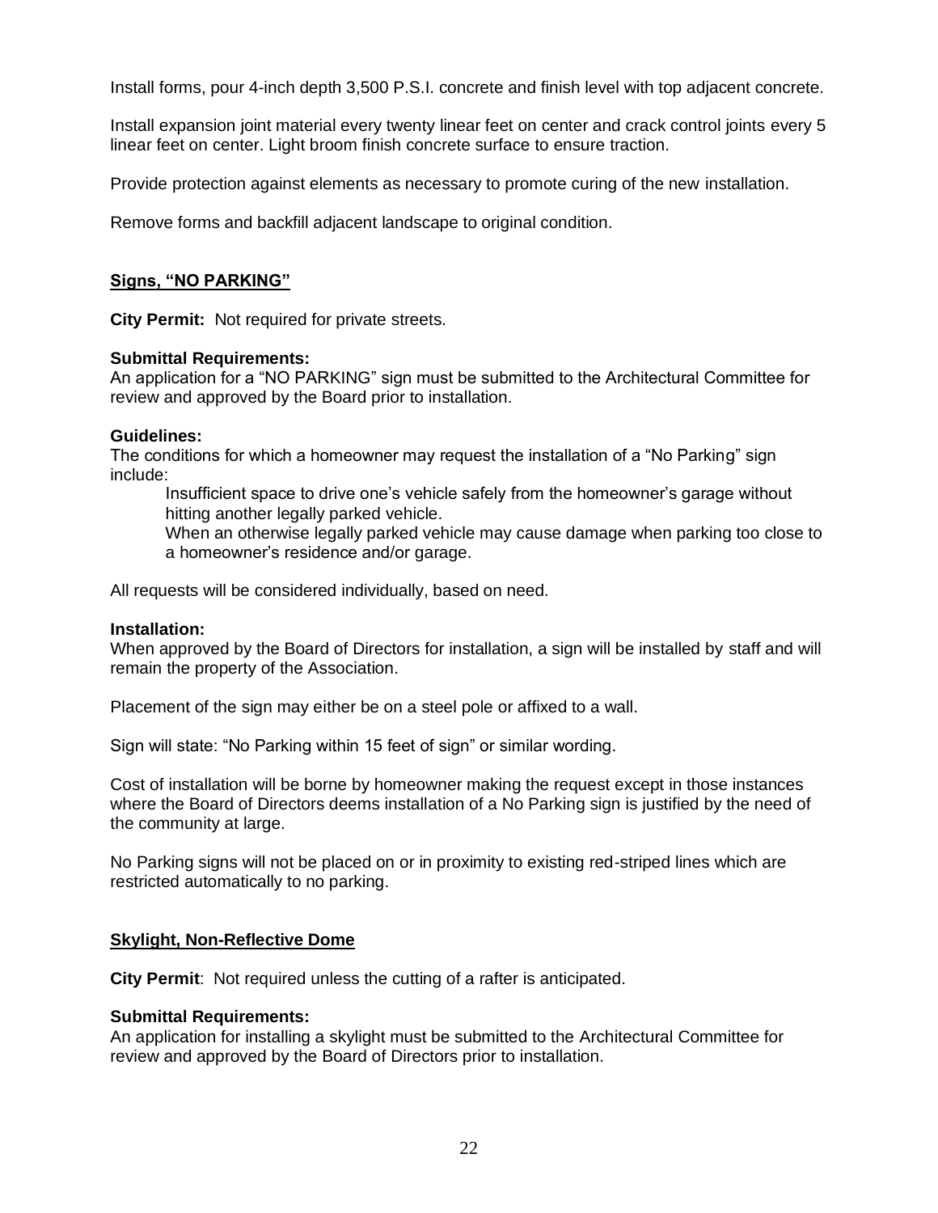Install forms, pour 4-inch depth 3,500 P.S.I. concrete and finish level with top adjacent concrete.

Install expansion joint material every twenty linear feet on center and crack control joints every 5 linear feet on center. Light broom finish concrete surface to ensure traction.

Provide protection against elements as necessary to promote curing of the new installation.

Remove forms and backfill adjacent landscape to original condition.

## Signs, "NO PARKING"

**City Permit:** Not required for private streets.

**Submittal Requirements:**
An application for a "NO PARKING" sign must be submitted to the Architectural Committee for review and approved by the Board prior to installation.

**Guidelines:**
The conditions for which a homeowner may request the installation of a "No Parking" sign include:

- Insufficient space to drive one's vehicle safely from the homeowner's garage without hitting another legally parked vehicle.
- When an otherwise legally parked vehicle may cause damage when parking too close to a homeowner's residence and/or garage.

All requests will be considered individually, based on need.

**Installation:**
When approved by the Board of Directors for installation, a sign will be installed by staff and will remain the property of the Association.

Placement of the sign may either be on a steel pole or affixed to a wall.

Sign will state: "No Parking within 15 feet of sign" or similar wording.

Cost of installation will be borne by homeowner making the request except in those instances where the Board of Directors deems installation of a No Parking sign is justified by the need of the community at large.

No Parking signs will not be placed on or in proximity to existing red-striped lines which are restricted automatically to no parking.

## Skylight, Non-Reflective Dome

**City Permit**: Not required unless the cutting of a rafter is anticipated.

**Submittal Requirements:**
An application for installing a skylight must be submitted to the Architectural Committee for review and approved by the Board of Directors prior to installation.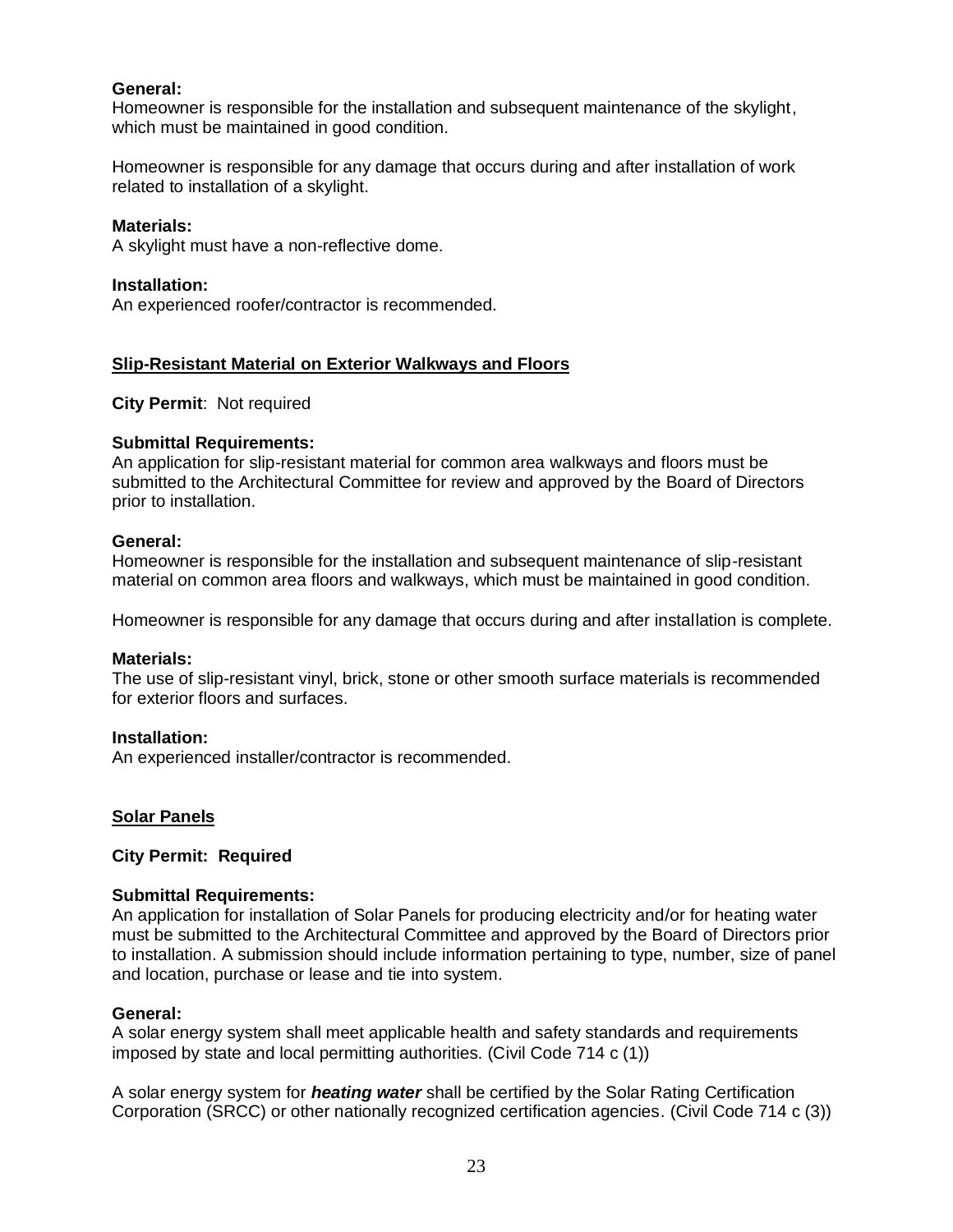**General:**
Homeowner is responsible for the installation and subsequent maintenance of the skylight, which must be maintained in good condition.

Homeowner is responsible for any damage that occurs during and after installation of work related to installation of a skylight.

**Materials:**
A skylight must have a non-reflective dome.

**Installation:**
An experienced roofer/contractor is recommended.

## Slip-Resistant Material on Exterior Walkways and Floors

**City Permit**: Not required

**Submittal Requirements:**
An application for slip-resistant material for common area walkways and floors must be submitted to the Architectural Committee for review and approved by the Board of Directors prior to installation.

**General:**
Homeowner is responsible for the installation and subsequent maintenance of slip-resistant material on common area floors and walkways, which must be maintained in good condition.

Homeowner is responsible for any damage that occurs during and after installation is complete.

**Materials:**
The use of slip-resistant vinyl, brick, stone or other smooth surface materials is recommended for exterior floors and surfaces.

**Installation:**
An experienced installer/contractor is recommended.

## Solar Panels

**City Permit: Required**

**Submittal Requirements:**
An application for installation of Solar Panels for producing electricity and/or for heating water must be submitted to the Architectural Committee and approved by the Board of Directors prior to installation. A submission should include information pertaining to type, number, size of panel and location, purchase or lease and tie into system.

**General:**
A solar energy system shall meet applicable health and safety standards and requirements imposed by state and local permitting authorities. (Civil Code 714 c (1))

A solar energy system for ***heating water*** shall be certified by the Solar Rating Certification Corporation (SRCC) or other nationally recognized certification agencies. (Civil Code 714 c (3))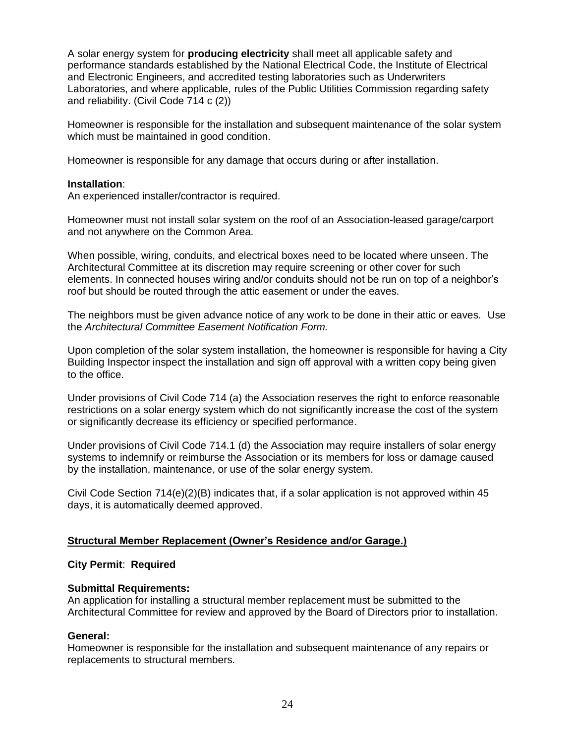A solar energy system for **producing electricity** shall meet all applicable safety and performance standards established by the National Electrical Code, the Institute of Electrical and Electronic Engineers, and accredited testing laboratories such as Underwriters Laboratories, and where applicable, rules of the Public Utilities Commission regarding safety and reliability. (Civil Code 714 c (2))

Homeowner is responsible for the installation and subsequent maintenance of the solar system which must be maintained in good condition.

Homeowner is responsible for any damage that occurs during or after installation.

**Installation**:
An experienced installer/contractor is required.

Homeowner must not install solar system on the roof of an Association-leased garage/carport and not anywhere on the Common Area.

When possible, wiring, conduits, and electrical boxes need to be located where unseen. The Architectural Committee at its discretion may require screening or other cover for such elements. In connected houses wiring and/or conduits should not be run on top of a neighbor's roof but should be routed through the attic easement or under the eaves.

The neighbors must be given advance notice of any work to be done in their attic or eaves. Use the *Architectural Committee Easement Notification Form.*

Upon completion of the solar system installation, the homeowner is responsible for having a City Building Inspector inspect the installation and sign off approval with a written copy being given to the office.

Under provisions of Civil Code 714 (a) the Association reserves the right to enforce reasonable restrictions on a solar energy system which do not significantly increase the cost of the system or significantly decrease its efficiency or specified performance.

Under provisions of Civil Code 714.1 (d) the Association may require installers of solar energy systems to indemnify or reimburse the Association or its members for loss or damage caused by the installation, maintenance, or use of the solar energy system.

Civil Code Section 714(e)(2)(B) indicates that, if a solar application is not approved within 45 days, it is automatically deemed approved.

## Structural Member Replacement (Owner's Residence and/or Garage.)

**City Permit**: **Required**

**Submittal Requirements:**
An application for installing a structural member replacement must be submitted to the Architectural Committee for review and approved by the Board of Directors prior to installation.

**General:**
Homeowner is responsible for the installation and subsequent maintenance of any repairs or replacements to structural members.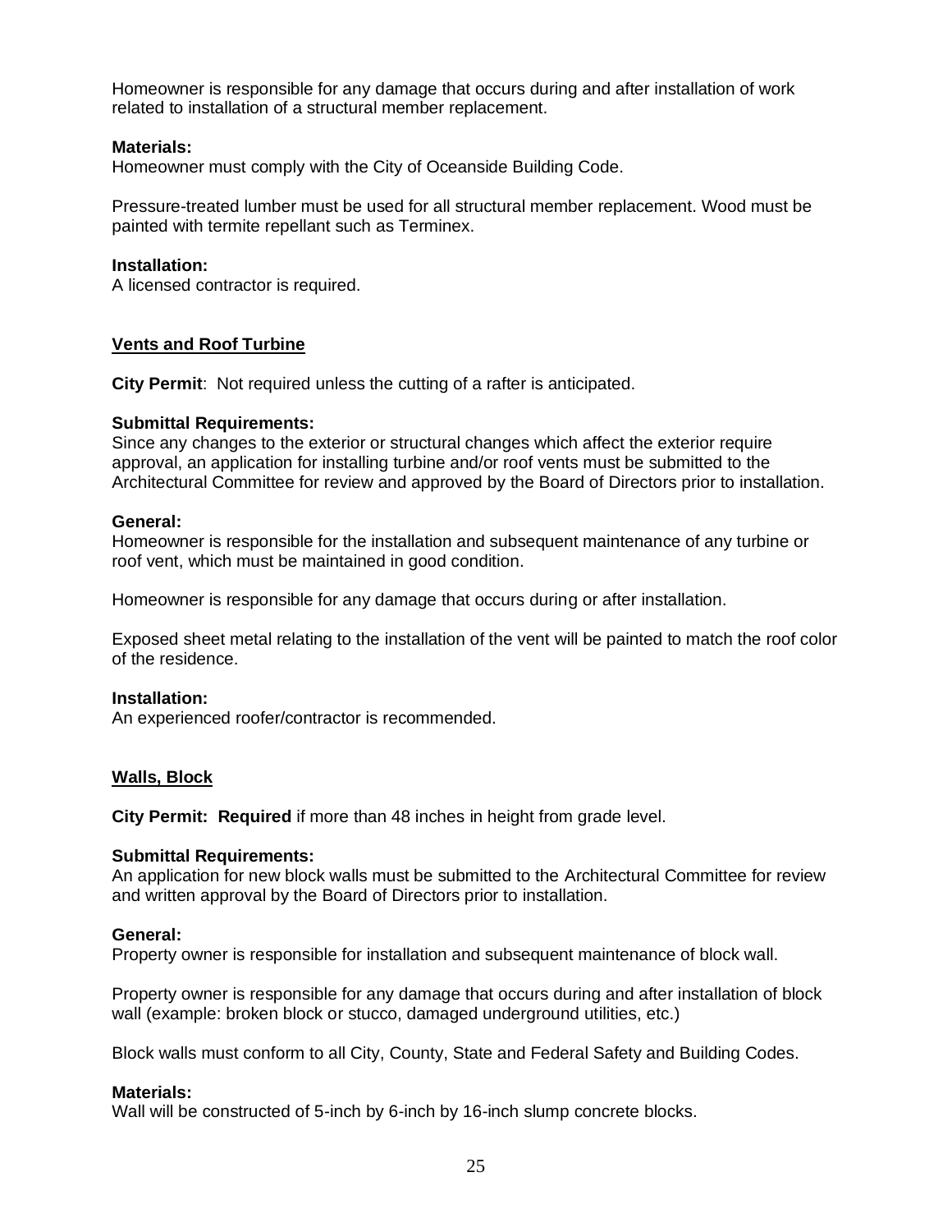Homeowner is responsible for any damage that occurs during and after installation of work related to installation of a structural member replacement.

**Materials:**
Homeowner must comply with the City of Oceanside Building Code.

Pressure-treated lumber must be used for all structural member replacement. Wood must be painted with termite repellant such as Terminex.

**Installation:**
A licensed contractor is required.

## Vents and Roof Turbine

**City Permit**: Not required unless the cutting of a rafter is anticipated.

**Submittal Requirements:**
Since any changes to the exterior or structural changes which affect the exterior require approval, an application for installing turbine and/or roof vents must be submitted to the Architectural Committee for review and approved by the Board of Directors prior to installation.

**General:**
Homeowner is responsible for the installation and subsequent maintenance of any turbine or roof vent, which must be maintained in good condition.

Homeowner is responsible for any damage that occurs during or after installation.

Exposed sheet metal relating to the installation of the vent will be painted to match the roof color of the residence.

**Installation:**
An experienced roofer/contractor is recommended.

## Walls, Block

**City Permit: Required** if more than 48 inches in height from grade level.

**Submittal Requirements:**
An application for new block walls must be submitted to the Architectural Committee for review and written approval by the Board of Directors prior to installation.

**General:**
Property owner is responsible for installation and subsequent maintenance of block wall.

Property owner is responsible for any damage that occurs during and after installation of block wall (example: broken block or stucco, damaged underground utilities, etc.)

Block walls must conform to all City, County, State and Federal Safety and Building Codes.

**Materials:**
Wall will be constructed of 5-inch by 6-inch by 16-inch slump concrete blocks.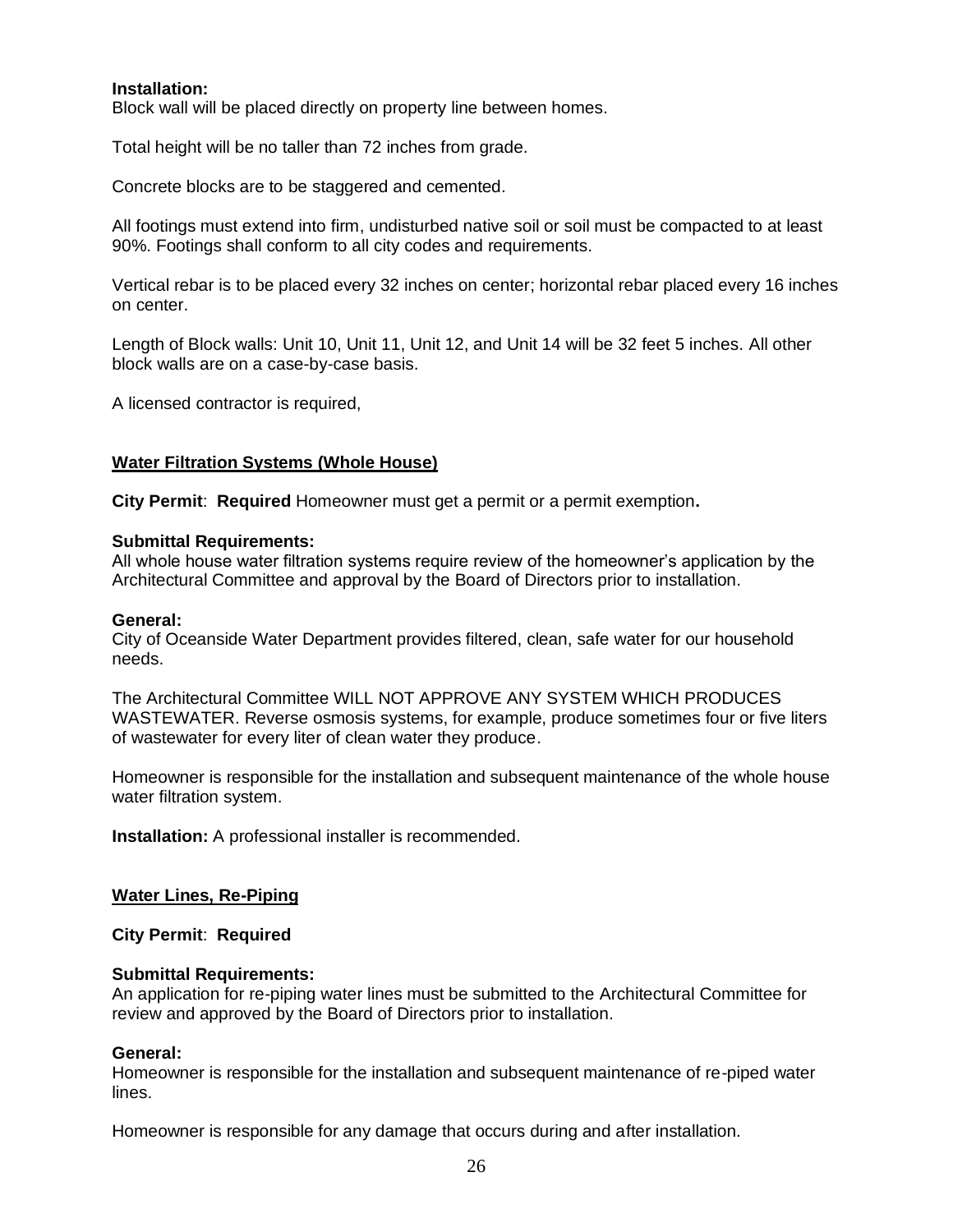**Installation:**
Block wall will be placed directly on property line between homes.

Total height will be no taller than 72 inches from grade.

Concrete blocks are to be staggered and cemented.

All footings must extend into firm, undisturbed native soil or soil must be compacted to at least 90%. Footings shall conform to all city codes and requirements.

Vertical rebar is to be placed every 32 inches on center; horizontal rebar placed every 16 inches on center.

Length of Block walls: Unit 10, Unit 11, Unit 12, and Unit 14 will be 32 feet 5 inches. All other block walls are on a case-by-case basis.

A licensed contractor is required,

## Water Filtration Systems (Whole House)

**City Permit**: **Required** Homeowner must get a permit or a permit exemption**.**

**Submittal Requirements:**
All whole house water filtration systems require review of the homeowner's application by the Architectural Committee and approval by the Board of Directors prior to installation.

**General:**
City of Oceanside Water Department provides filtered, clean, safe water for our household needs.

The Architectural Committee WILL NOT APPROVE ANY SYSTEM WHICH PRODUCES WASTEWATER. Reverse osmosis systems, for example, produce sometimes four or five liters of wastewater for every liter of clean water they produce.

Homeowner is responsible for the installation and subsequent maintenance of the whole house water filtration system.

**Installation:** A professional installer is recommended.

## Water Lines, Re-Piping

**City Permit**: **Required**

**Submittal Requirements:**
An application for re-piping water lines must be submitted to the Architectural Committee for review and approved by the Board of Directors prior to installation.

**General:**
Homeowner is responsible for the installation and subsequent maintenance of re-piped water lines.

Homeowner is responsible for any damage that occurs during and after installation.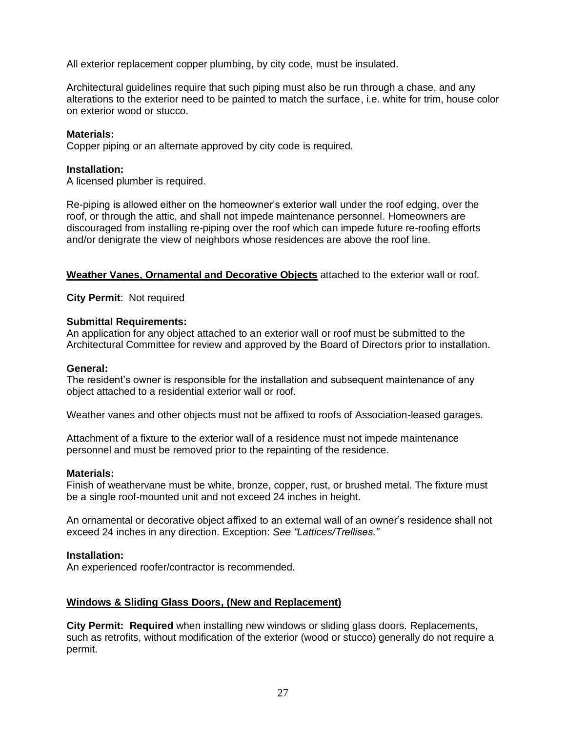All exterior replacement copper plumbing, by city code, must be insulated.

Architectural guidelines require that such piping must also be run through a chase, and any alterations to the exterior need to be painted to match the surface, i.e. white for trim, house color on exterior wood or stucco.

**Materials:**
Copper piping or an alternate approved by city code is required.

**Installation:**
A licensed plumber is required.

Re-piping is allowed either on the homeowner's exterior wall under the roof edging, over the roof, or through the attic, and shall not impede maintenance personnel. Homeowners are discouraged from installing re-piping over the roof which can impede future re-roofing efforts and/or denigrate the view of neighbors whose residences are above the roof line.

**Weather Vanes, Ornamental and Decorative Objects** attached to the exterior wall or roof.

**City Permit**: Not required

**Submittal Requirements:**
An application for any object attached to an exterior wall or roof must be submitted to the Architectural Committee for review and approved by the Board of Directors prior to installation.

**General:**
The resident's owner is responsible for the installation and subsequent maintenance of any object attached to a residential exterior wall or roof.

Weather vanes and other objects must not be affixed to roofs of Association-leased garages.

Attachment of a fixture to the exterior wall of a residence must not impede maintenance personnel and must be removed prior to the repainting of the residence.

**Materials:**
Finish of weathervane must be white, bronze, copper, rust, or brushed metal. The fixture must be a single roof-mounted unit and not exceed 24 inches in height.

An ornamental or decorative object affixed to an external wall of an owner's residence shall not exceed 24 inches in any direction. Exception: *See "Lattices/Trellises."*

**Installation:**
An experienced roofer/contractor is recommended.

**Windows & Sliding Glass Doors, (New and Replacement)**

**City Permit: Required** when installing new windows or sliding glass doors. Replacements, such as retrofits, without modification of the exterior (wood or stucco) generally do not require a permit.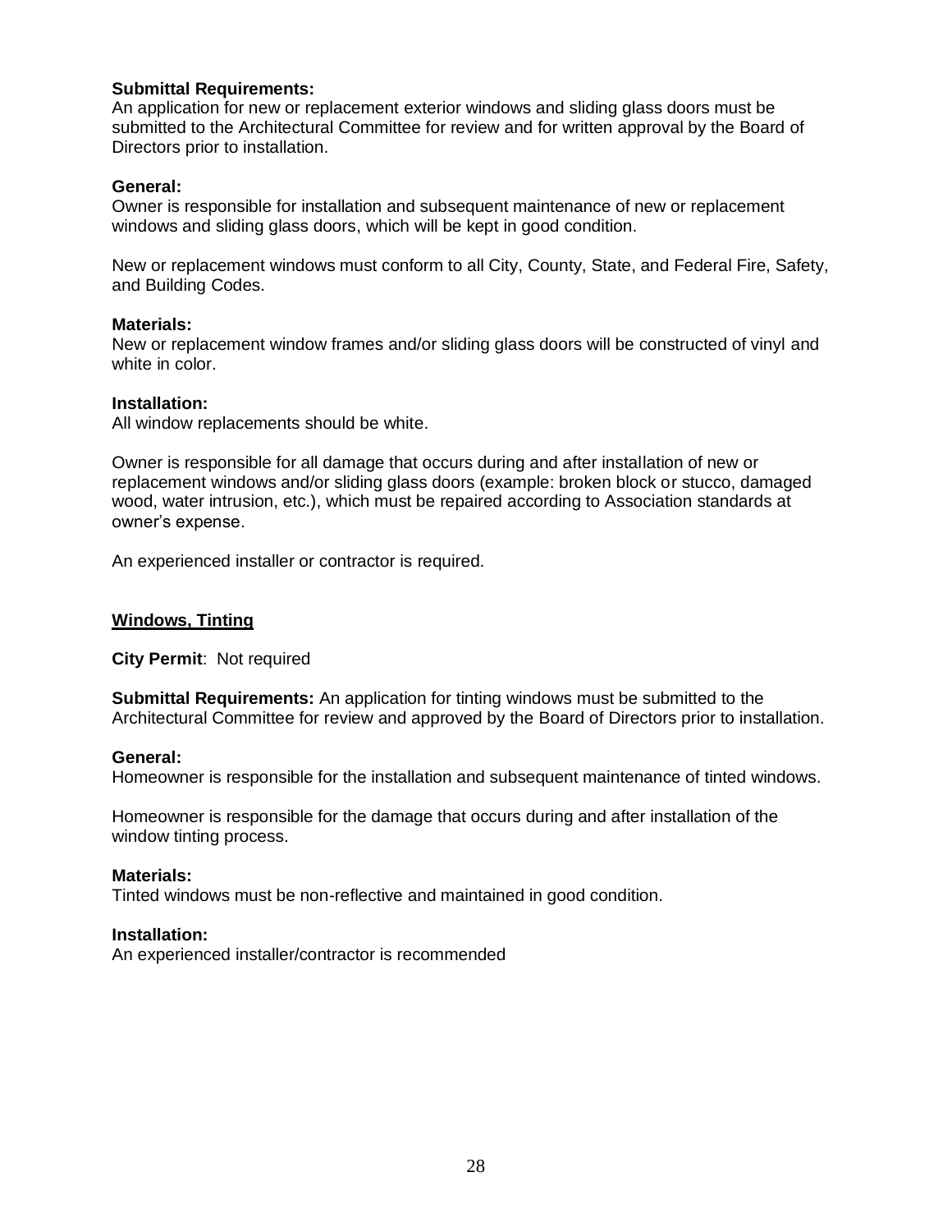**Submittal Requirements:**
An application for new or replacement exterior windows and sliding glass doors must be submitted to the Architectural Committee for review and for written approval by the Board of Directors prior to installation.

**General:**
Owner is responsible for installation and subsequent maintenance of new or replacement windows and sliding glass doors, which will be kept in good condition.

New or replacement windows must conform to all City, County, State, and Federal Fire, Safety, and Building Codes.

**Materials:**
New or replacement window frames and/or sliding glass doors will be constructed of vinyl and white in color.

**Installation:**
All window replacements should be white.

Owner is responsible for all damage that occurs during and after installation of new or replacement windows and/or sliding glass doors (example: broken block or stucco, damaged wood, water intrusion, etc.), which must be repaired according to Association standards at owner's expense.

An experienced installer or contractor is required.

## Windows, Tinting

**City Permit**: Not required

**Submittal Requirements:** An application for tinting windows must be submitted to the Architectural Committee for review and approved by the Board of Directors prior to installation.

**General:**
Homeowner is responsible for the installation and subsequent maintenance of tinted windows.

Homeowner is responsible for the damage that occurs during and after installation of the window tinting process.

**Materials:**
Tinted windows must be non-reflective and maintained in good condition.

**Installation:**
An experienced installer/contractor is recommended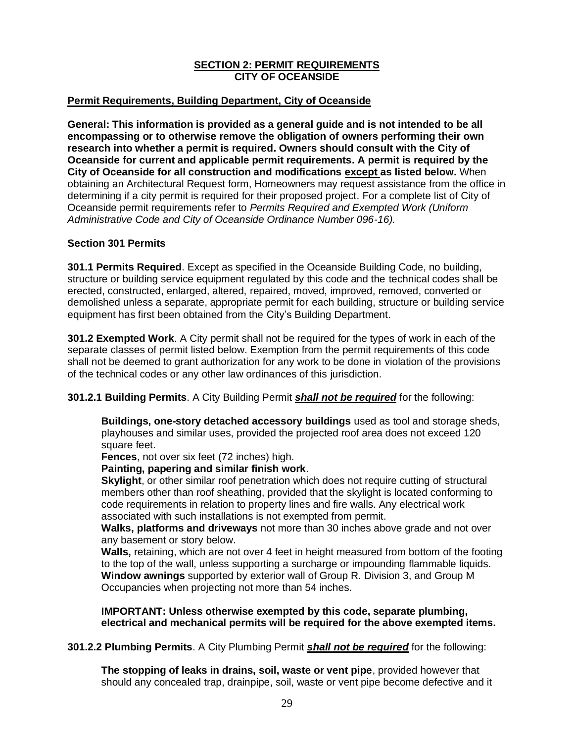## SECTION 2: PERMIT REQUIREMENTS
## CITY OF OCEANSIDE

### Permit Requirements, Building Department, City of Oceanside

**General: This information is provided as a general guide and is not intended to be all encompassing or to otherwise remove the obligation of owners performing their own research into whether a permit is required. Owners should consult with the City of Oceanside for current and applicable permit requirements. A permit is required by the City of Oceanside for all construction and modifications <u>except</u> as listed below.** When obtaining an Architectural Request form, Homeowners may request assistance from the office in determining if a city permit is required for their proposed project. For a complete list of City of Oceanside permit requirements refer to *Permits Required and Exempted Work (Uniform Administrative Code and City of Oceanside Ordinance Number 096-16).*

### Section 301 Permits

**301.1 Permits Required**. Except as specified in the Oceanside Building Code, no building, structure or building service equipment regulated by this code and the technical codes shall be erected, constructed, enlarged, altered, repaired, moved, improved, removed, converted or demolished unless a separate, appropriate permit for each building, structure or building service equipment has first been obtained from the City's Building Department.

**301.2 Exempted Work**. A City permit shall not be required for the types of work in each of the separate classes of permit listed below. Exemption from the permit requirements of this code shall not be deemed to grant authorization for any work to be done in violation of the provisions of the technical codes or any other law ordinances of this jurisdiction.

**301.2.1 Building Permits**. A City Building Permit ***<u>shall not be required</u>*** for the following:

**Buildings, one-story detached accessory buildings** used as tool and storage sheds, playhouses and similar uses, provided the projected roof area does not exceed 120 square feet.

**Fences**, not over six feet (72 inches) high.

**Painting, papering and similar finish work**.

**Skylight**, or other similar roof penetration which does not require cutting of structural members other than roof sheathing, provided that the skylight is located conforming to code requirements in relation to property lines and fire walls. Any electrical work associated with such installations is not exempted from permit.

**Walks, platforms and driveways** not more than 30 inches above grade and not over any basement or story below.

**Walls,** retaining, which are not over 4 feet in height measured from bottom of the footing to the top of the wall, unless supporting a surcharge or impounding flammable liquids.

**Window awnings** supported by exterior wall of Group R. Division 3, and Group M Occupancies when projecting not more than 54 inches.

**IMPORTANT: Unless otherwise exempted by this code, separate plumbing, electrical and mechanical permits will be required for the above exempted items.**

**301.2.2 Plumbing Permits**. A City Plumbing Permit ***<u>shall not be required</u>*** for the following:

**The stopping of leaks in drains, soil, waste or vent pipe**, provided however that should any concealed trap, drainpipe, soil, waste or vent pipe become defective and it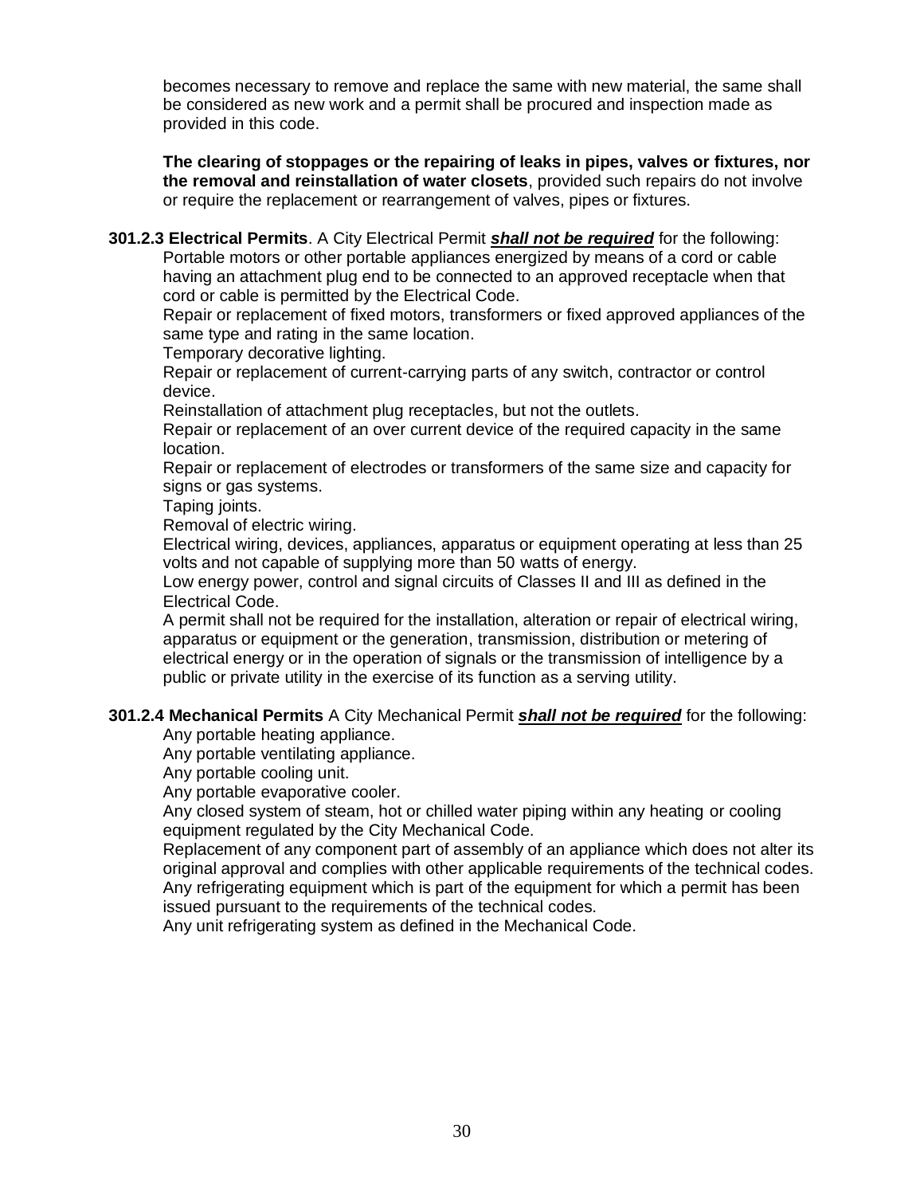becomes necessary to remove and replace the same with new material, the same shall be considered as new work and a permit shall be procured and inspection made as provided in this code.

**The clearing of stoppages or the repairing of leaks in pipes, valves or fixtures, nor the removal and reinstallation of water closets**, provided such repairs do not involve or require the replacement or rearrangement of valves, pipes or fixtures.

**301.2.3 Electrical Permits**. A City Electrical Permit ***shall not be required*** for the following:

Portable motors or other portable appliances energized by means of a cord or cable having an attachment plug end to be connected to an approved receptacle when that cord or cable is permitted by the Electrical Code.

Repair or replacement of fixed motors, transformers or fixed approved appliances of the same type and rating in the same location.

Temporary decorative lighting.

Repair or replacement of current-carrying parts of any switch, contractor or control device.

Reinstallation of attachment plug receptacles, but not the outlets.

Repair or replacement of an over current device of the required capacity in the same location.

Repair or replacement of electrodes or transformers of the same size and capacity for signs or gas systems.

Taping joints.

Removal of electric wiring.

Electrical wiring, devices, appliances, apparatus or equipment operating at less than 25 volts and not capable of supplying more than 50 watts of energy.

Low energy power, control and signal circuits of Classes II and III as defined in the Electrical Code.

A permit shall not be required for the installation, alteration or repair of electrical wiring, apparatus or equipment or the generation, transmission, distribution or metering of electrical energy or in the operation of signals or the transmission of intelligence by a public or private utility in the exercise of its function as a serving utility.

**301.2.4 Mechanical Permits** A City Mechanical Permit ***shall not be required*** for the following:

Any portable heating appliance.

Any portable ventilating appliance.

Any portable cooling unit.

Any portable evaporative cooler.

Any closed system of steam, hot or chilled water piping within any heating or cooling equipment regulated by the City Mechanical Code.

Replacement of any component part of assembly of an appliance which does not alter its original approval and complies with other applicable requirements of the technical codes.

Any refrigerating equipment which is part of the equipment for which a permit has been issued pursuant to the requirements of the technical codes.

Any unit refrigerating system as defined in the Mechanical Code.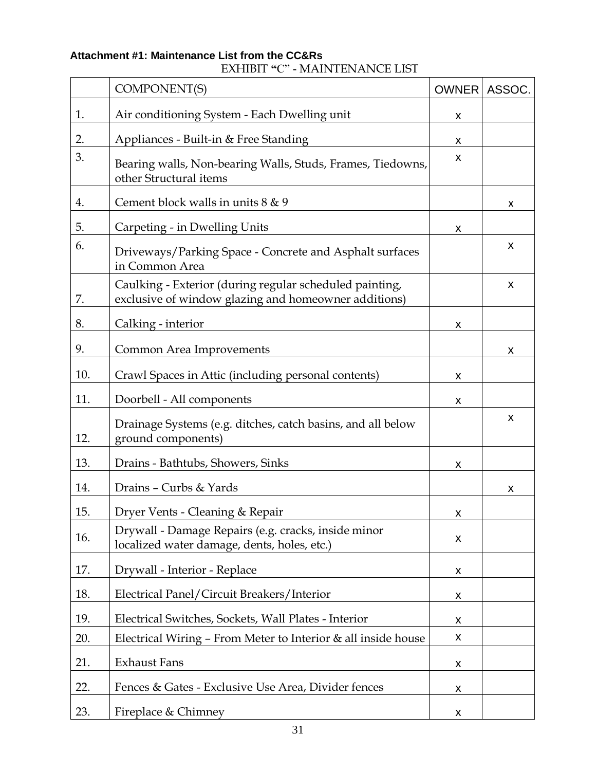**Attachment #1: Maintenance List from the CC&Rs**

EXHIBIT "C" - MAINTENANCE LIST

| | COMPONENT(S) | OWNER | ASSOC. |
|---|---|---|---|
| 1. | Air conditioning System - Each Dwelling unit | x | |
| 2. | Appliances - Built-in & Free Standing | x | |
| 3. | Bearing walls, Non-bearing Walls, Studs, Frames, Tiedowns, other Structural items | x | |
| 4. | Cement block walls in units 8 & 9 | | x |
| 5. | Carpeting - in Dwelling Units | x | |
| 6. | Driveways/Parking Space - Concrete and Asphalt surfaces in Common Area | | x |
| 7. | Caulking - Exterior (during regular scheduled painting, exclusive of window glazing and homeowner additions) | | x |
| 8. | Calking - interior | x | |
| 9. | Common Area Improvements | | x |
| 10. | Crawl Spaces in Attic (including personal contents) | x | |
| 11. | Doorbell - All components | x | |
| 12. | Drainage Systems (e.g. ditches, catch basins, and all below ground components) | | x |
| 13. | Drains - Bathtubs, Showers, Sinks | x | |
| 14. | Drains – Curbs & Yards | | x |
| 15. | Dryer Vents - Cleaning & Repair | x | |
| 16. | Drywall - Damage Repairs (e.g. cracks, inside minor localized water damage, dents, holes, etc.) | x | |
| 17. | Drywall - Interior - Replace | x | |
| 18. | Electrical Panel/Circuit Breakers/Interior | x | |
| 19. | Electrical Switches, Sockets, Wall Plates - Interior | x | |
| 20. | Electrical Wiring – From Meter to Interior & all inside house | x | |
| 21. | Exhaust Fans | x | |
| 22. | Fences & Gates - Exclusive Use Area, Divider fences | x | |
| 23. | Fireplace & Chimney | x | |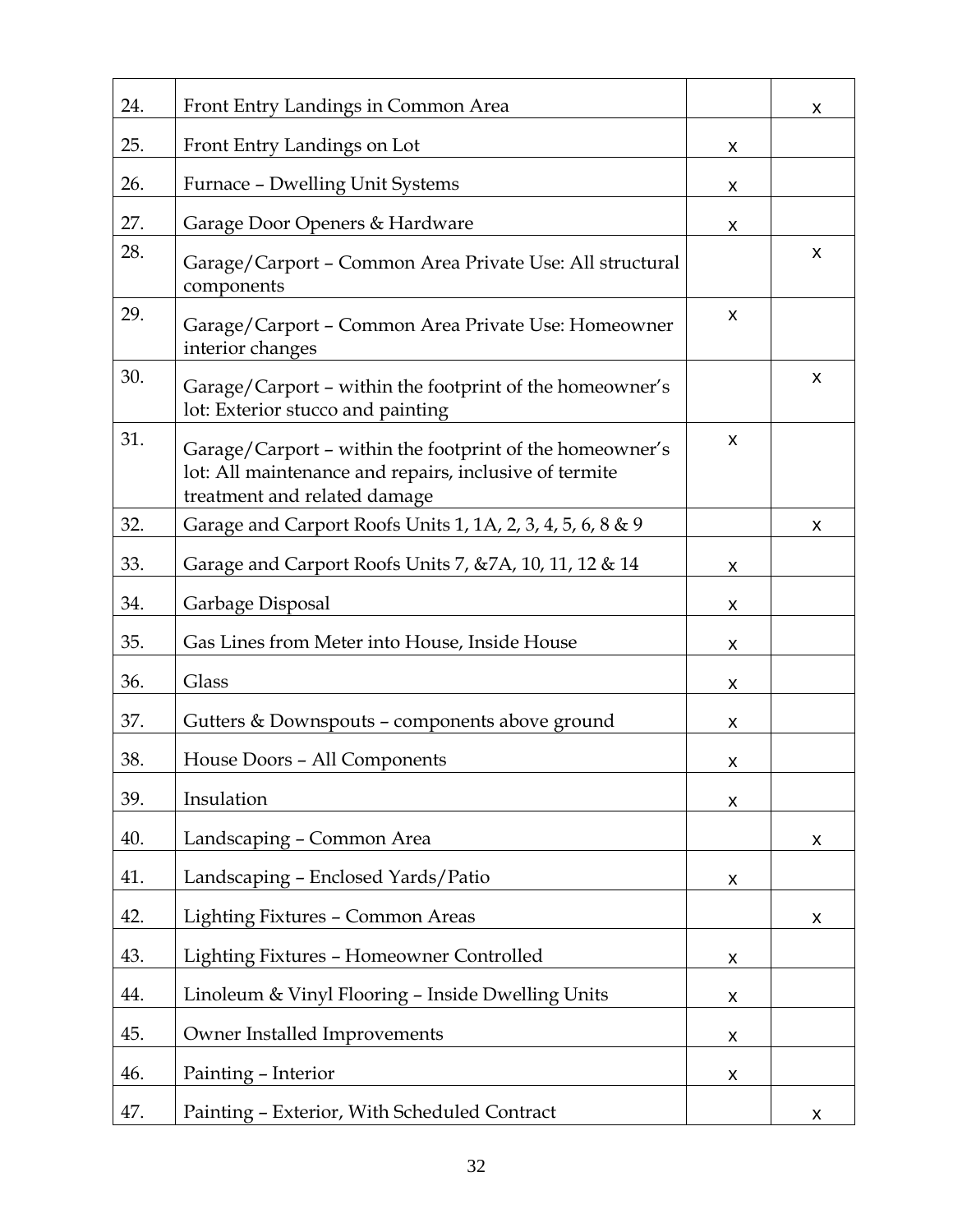| | | | |
|---|---|---|---|
| 24. | Front Entry Landings in Common Area | | x |
| 25. | Front Entry Landings on Lot | x | |
| 26. | Furnace – Dwelling Unit Systems | x | |
| 27. | Garage Door Openers & Hardware | x | |
| 28. | Garage/Carport – Common Area Private Use: All structural components | | x |
| 29. | Garage/Carport – Common Area Private Use: Homeowner interior changes | x | |
| 30. | Garage/Carport – within the footprint of the homeowner's lot: Exterior stucco and painting | | x |
| 31. | Garage/Carport – within the footprint of the homeowner's lot: All maintenance and repairs, inclusive of termite treatment and related damage | x | |
| 32. | Garage and Carport Roofs Units 1, 1A, 2, 3, 4, 5, 6, 8 & 9 | | x |
| 33. | Garage and Carport Roofs Units 7, &7A, 10, 11, 12 & 14 | x | |
| 34. | Garbage Disposal | x | |
| 35. | Gas Lines from Meter into House, Inside House | x | |
| 36. | Glass | x | |
| 37. | Gutters & Downspouts – components above ground | x | |
| 38. | House Doors – All Components | x | |
| 39. | Insulation | x | |
| 40. | Landscaping – Common Area | | x |
| 41. | Landscaping – Enclosed Yards/Patio | x | |
| 42. | Lighting Fixtures – Common Areas | | x |
| 43. | Lighting Fixtures – Homeowner Controlled | x | |
| 44. | Linoleum & Vinyl Flooring – Inside Dwelling Units | x | |
| 45. | Owner Installed Improvements | x | |
| 46. | Painting – Interior | x | |
| 47. | Painting – Exterior, With Scheduled Contract | | x |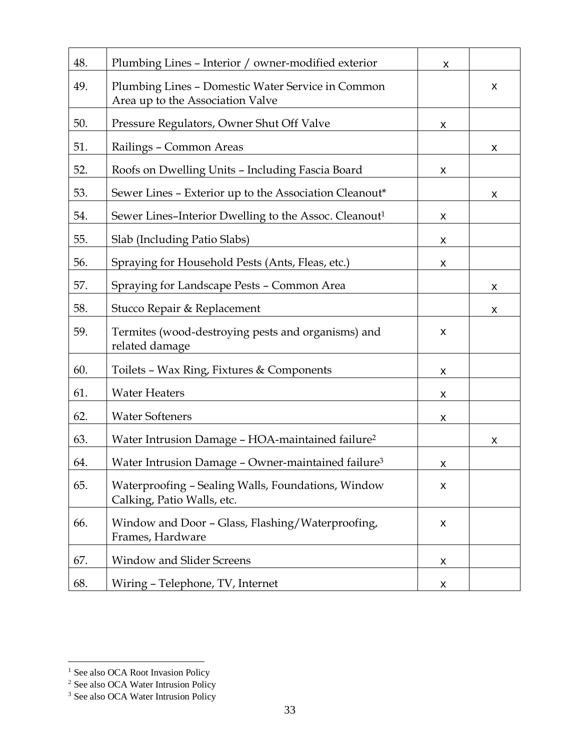| | | | |
|---|---|---|---|
| 48. | Plumbing Lines – Interior / owner-modified exterior | x | |
| 49. | Plumbing Lines – Domestic Water Service in Common Area up to the Association Valve | | x |
| 50. | Pressure Regulators, Owner Shut Off Valve | x | |
| 51. | Railings – Common Areas | | x |
| 52. | Roofs on Dwelling Units – Including Fascia Board | x | |
| 53. | Sewer Lines – Exterior up to the Association Cleanout* | | x |
| 54. | Sewer Lines–Interior Dwelling to the Assoc. Cleanout[1] | x | |
| 55. | Slab (Including Patio Slabs) | x | |
| 56. | Spraying for Household Pests (Ants, Fleas, etc.) | x | |
| 57. | Spraying for Landscape Pests – Common Area | | x |
| 58. | Stucco Repair & Replacement | | x |
| 59. | Termites (wood-destroying pests and organisms) and related damage | x | |
| 60. | Toilets – Wax Ring, Fixtures & Components | x | |
| 61. | Water Heaters | x | |
| 62. | Water Softeners | x | |
| 63. | Water Intrusion Damage – HOA-maintained failure[2] | | x |
| 64. | Water Intrusion Damage – Owner-maintained failure[3] | x | |
| 65. | Waterproofing – Sealing Walls, Foundations, Window Calking, Patio Walls, etc. | x | |
| 66. | Window and Door – Glass, Flashing/Waterproofing, Frames, Hardware | x | |
| 67. | Window and Slider Screens | x | |
| 68. | Wiring – Telephone, TV, Internet | x | |

[1] See also OCA Root Invasion Policy

[2] See also OCA Water Intrusion Policy

[3] See also OCA Water Intrusion Policy